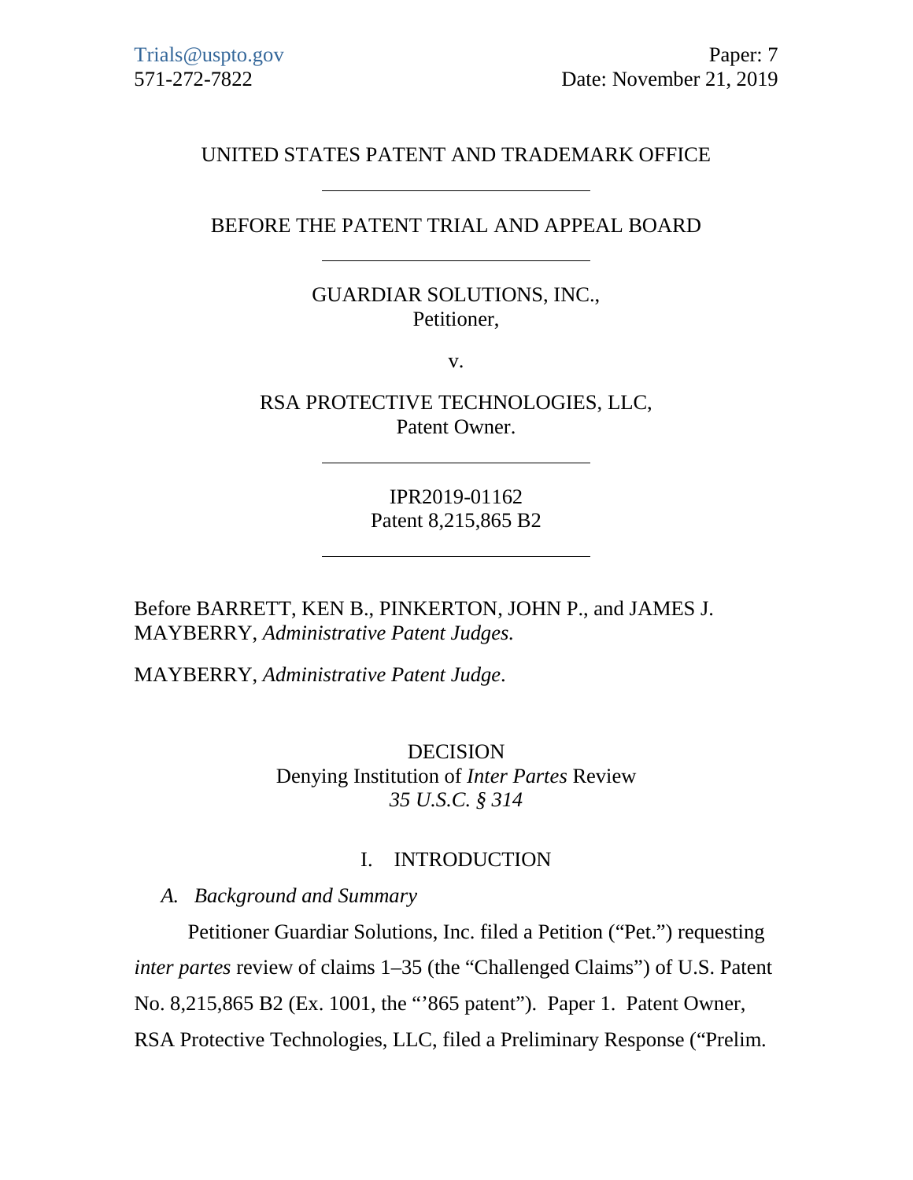Trials@uspto.gov
571-272-7822

Paper: 7
Date: November 21, 2019

UNITED STATES PATENT AND TRADEMARK OFFICE

---

BEFORE THE PATENT TRIAL AND APPEAL BOARD

---

GUARDIAR SOLUTIONS, INC.,
Petitioner,

v.

RSA PROTECTIVE TECHNOLOGIES, LLC,
Patent Owner.

---

IPR2019-01162
Patent 8,215,865 B2

---

Before BARRETT, KEN B., PINKERTON, JOHN P., and JAMES J. MAYBERRY, *Administrative Patent Judges.*

MAYBERRY, *Administrative Patent Judge*.

DECISION
Denying Institution of *Inter Partes* Review
*35 U.S.C. § 314*

## I. INTRODUCTION

### *A. Background and Summary*

Petitioner Guardiar Solutions, Inc. filed a Petition ("Pet.") requesting *inter partes* review of claims 1–35 (the "Challenged Claims") of U.S. Patent No. 8,215,865 B2 (Ex. 1001, the "'865 patent"). Paper 1. Patent Owner, RSA Protective Technologies, LLC, filed a Preliminary Response ("Prelim.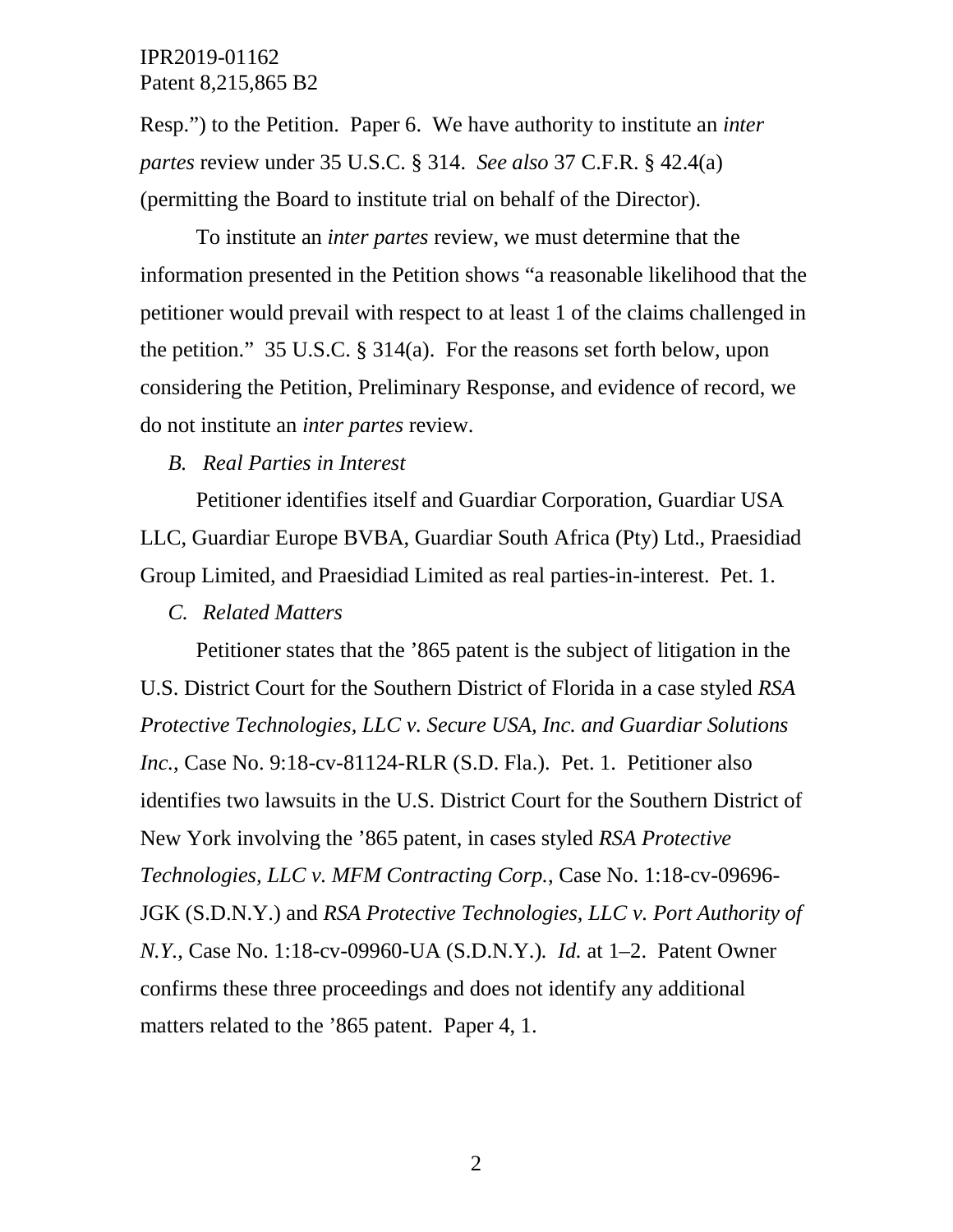Resp.") to the Petition. Paper 6. We have authority to institute an *inter partes* review under 35 U.S.C. § 314. *See also* 37 C.F.R. § 42.4(a) (permitting the Board to institute trial on behalf of the Director).

To institute an *inter partes* review, we must determine that the information presented in the Petition shows "a reasonable likelihood that the petitioner would prevail with respect to at least 1 of the claims challenged in the petition." 35 U.S.C. § 314(a). For the reasons set forth below, upon considering the Petition, Preliminary Response, and evidence of record, we do not institute an *inter partes* review.

### *B. Real Parties in Interest*

Petitioner identifies itself and Guardiar Corporation, Guardiar USA LLC, Guardiar Europe BVBA, Guardiar South Africa (Pty) Ltd., Praesidiad Group Limited, and Praesidiad Limited as real parties-in-interest. Pet. 1.

### *C. Related Matters*

Petitioner states that the '865 patent is the subject of litigation in the U.S. District Court for the Southern District of Florida in a case styled *RSA Protective Technologies, LLC v. Secure USA, Inc. and Guardiar Solutions Inc.*, Case No. 9:18-cv-81124-RLR (S.D. Fla.). Pet. 1. Petitioner also identifies two lawsuits in the U.S. District Court for the Southern District of New York involving the '865 patent, in cases styled *RSA Protective Technologies, LLC v. MFM Contracting Corp.*, Case No. 1:18-cv-09696-JGK (S.D.N.Y.) and *RSA Protective Technologies, LLC v. Port Authority of N.Y.*, Case No. 1:18-cv-09960-UA (S.D.N.Y.). *Id.* at 1–2. Patent Owner confirms these three proceedings and does not identify any additional matters related to the '865 patent. Paper 4, 1.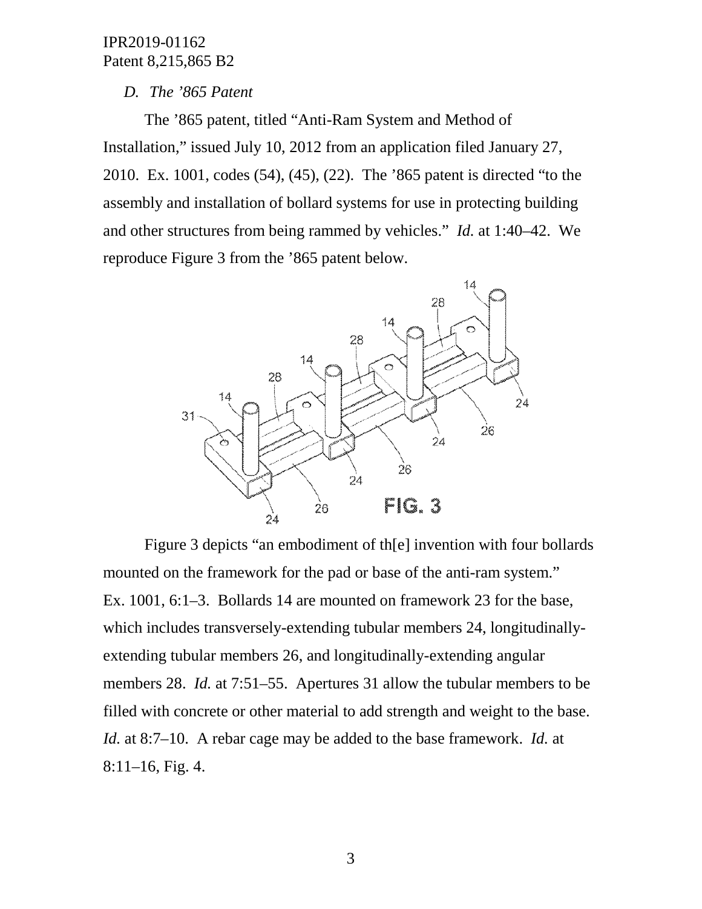## *D. The '865 Patent*

The '865 patent, titled "Anti-Ram System and Method of Installation," issued July 10, 2012 from an application filed January 27, 2010. Ex. 1001, codes (54), (45), (22). The '865 patent is directed "to the assembly and installation of bollard systems for use in protecting building and other structures from being rammed by vehicles." *Id.* at 1:40–42. We reproduce Figure 3 from the '865 patent below.

Figure 3 depicts "an embodiment of th[e] invention with four bollards mounted on the framework for the pad or base of the anti-ram system." Ex. 1001, 6:1–3. Bollards 14 are mounted on framework 23 for the base, which includes transversely-extending tubular members 24, longitudinally-extending tubular members 26, and longitudinally-extending angular members 28. *Id.* at 7:51–55. Apertures 31 allow the tubular members to be filled with concrete or other material to add strength and weight to the base. *Id.* at 8:7–10. A rebar cage may be added to the base framework. *Id.* at 8:11–16, Fig. 4.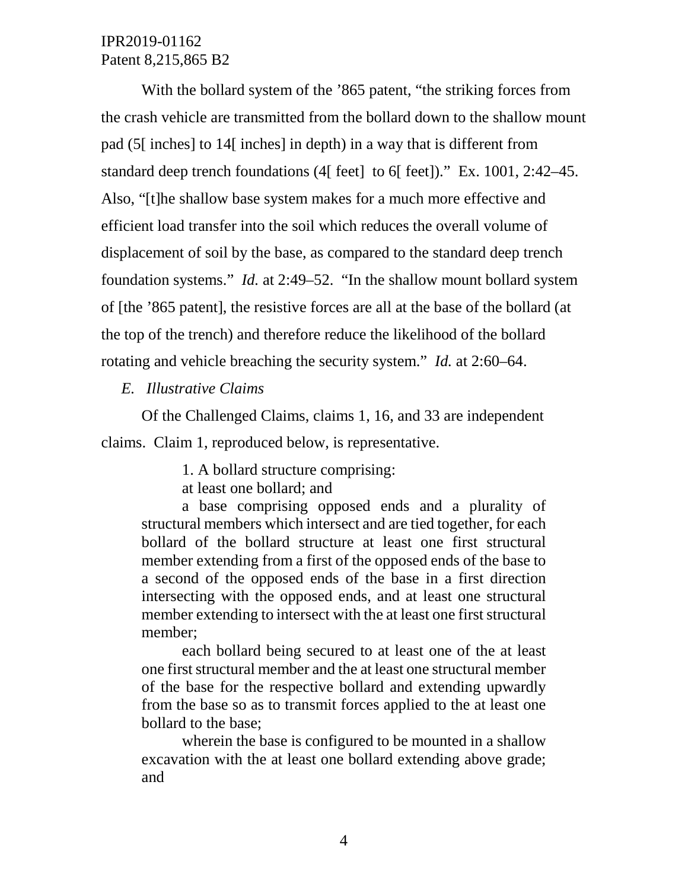With the bollard system of the ’865 patent, “the striking forces from the crash vehicle are transmitted from the bollard down to the shallow mount pad (5[ inches] to 14[ inches] in depth) in a way that is different from standard deep trench foundations (4[ feet] to 6[ feet]).” Ex. 1001, 2:42–45. Also, “[t]he shallow base system makes for a much more effective and efficient load transfer into the soil which reduces the overall volume of displacement of soil by the base, as compared to the standard deep trench foundation systems.” *Id.* at 2:49–52. “In the shallow mount bollard system of [the ’865 patent], the resistive forces are all at the base of the bollard (at the top of the trench) and therefore reduce the likelihood of the bollard rotating and vehicle breaching the security system.” *Id.* at 2:60–64.

### *E. Illustrative Claims*

Of the Challenged Claims, claims 1, 16, and 33 are independent claims. Claim 1, reproduced below, is representative.

> 1. A bollard structure comprising:
>
> at least one bollard; and
>
> a base comprising opposed ends and a plurality of structural members which intersect and are tied together, for each bollard of the bollard structure at least one first structural member extending from a first of the opposed ends of the base to a second of the opposed ends of the base in a first direction intersecting with the opposed ends, and at least one structural member extending to intersect with the at least one first structural member;
>
> each bollard being secured to at least one of the at least one first structural member and the at least one structural member of the base for the respective bollard and extending upwardly from the base so as to transmit forces applied to the at least one bollard to the base;
>
> wherein the base is configured to be mounted in a shallow excavation with the at least one bollard extending above grade; and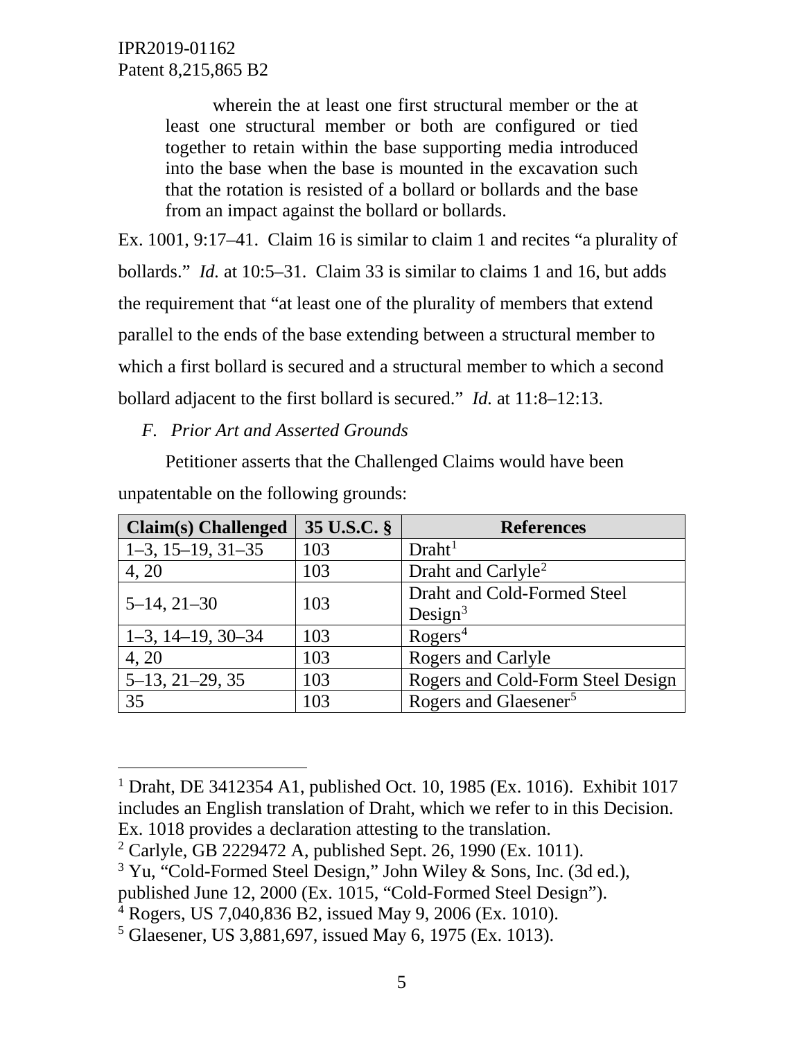wherein the at least one first structural member or the at least one structural member or both are configured or tied together to retain within the base supporting media introduced into the base when the base is mounted in the excavation such that the rotation is resisted of a bollard or bollards and the base from an impact against the bollard or bollards.

Ex. 1001, 9:17–41. Claim 16 is similar to claim 1 and recites "a plurality of bollards." *Id.* at 10:5–31. Claim 33 is similar to claims 1 and 16, but adds the requirement that "at least one of the plurality of members that extend parallel to the ends of the base extending between a structural member to which a first bollard is secured and a structural member to which a second bollard adjacent to the first bollard is secured." *Id.* at 11:8–12:13.

### *F. Prior Art and Asserted Grounds*

Petitioner asserts that the Challenged Claims would have been unpatentable on the following grounds:

| Claim(s) Challenged | 35 U.S.C. § | References |
|---|---|---|
| 1–3, 15–19, 31–35 | 103 | Draht[1] |
| 4, 20 | 103 | Draht and Carlyle[2] |
| 5–14, 21–30 | 103 | Draht and Cold-Formed Steel Design[3] |
| 1–3, 14–19, 30–34 | 103 | Rogers[4] |
| 4, 20 | 103 | Rogers and Carlyle |
| 5–13, 21–29, 35 | 103 | Rogers and Cold-Form Steel Design |
| 35 | 103 | Rogers and Glaesener[5] |

[1] Draht, DE 3412354 A1, published Oct. 10, 1985 (Ex. 1016). Exhibit 1017 includes an English translation of Draht, which we refer to in this Decision. Ex. 1018 provides a declaration attesting to the translation.

[2] Carlyle, GB 2229472 A, published Sept. 26, 1990 (Ex. 1011).

[3] Yu, "Cold-Formed Steel Design," John Wiley & Sons, Inc. (3d ed.), published June 12, 2000 (Ex. 1015, "Cold-Formed Steel Design").

[4] Rogers, US 7,040,836 B2, issued May 9, 2006 (Ex. 1010).

[5] Glaesener, US 3,881,697, issued May 6, 1975 (Ex. 1013).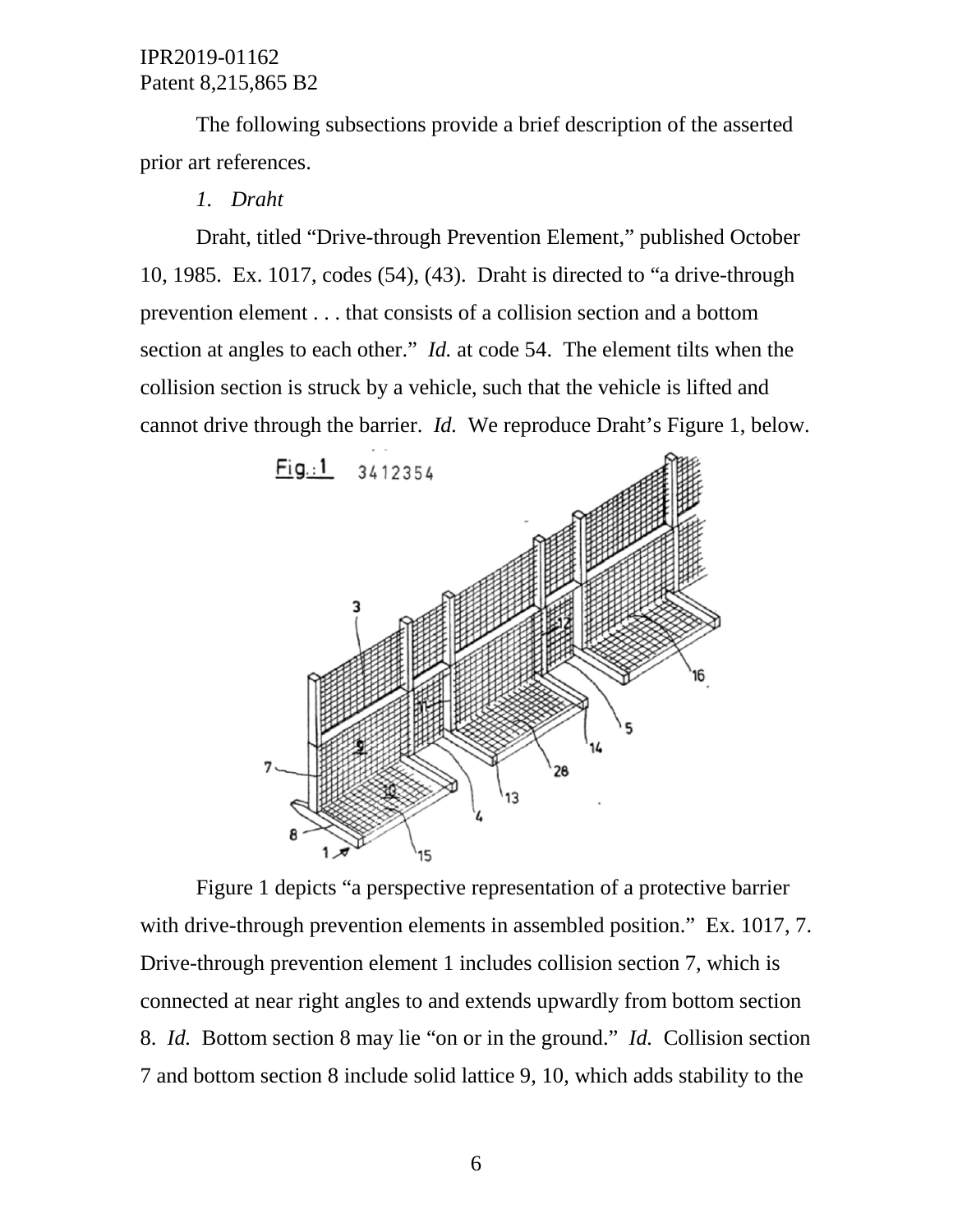The following subsections provide a brief description of the asserted prior art references.

*1. Draht*

Draht, titled "Drive-through Prevention Element," published October 10, 1985. Ex. 1017, codes (54), (43). Draht is directed to "a drive-through prevention element . . . that consists of a collision section and a bottom section at angles to each other." *Id.* at code 54. The element tilts when the collision section is struck by a vehicle, such that the vehicle is lifted and cannot drive through the barrier. *Id.* We reproduce Draht's Figure 1, below.

Figure 1 depicts "a perspective representation of a protective barrier with drive-through prevention elements in assembled position." Ex. 1017, 7. Drive-through prevention element 1 includes collision section 7, which is connected at near right angles to and extends upwardly from bottom section 8. *Id.* Bottom section 8 may lie "on or in the ground." *Id.* Collision section 7 and bottom section 8 include solid lattice 9, 10, which adds stability to the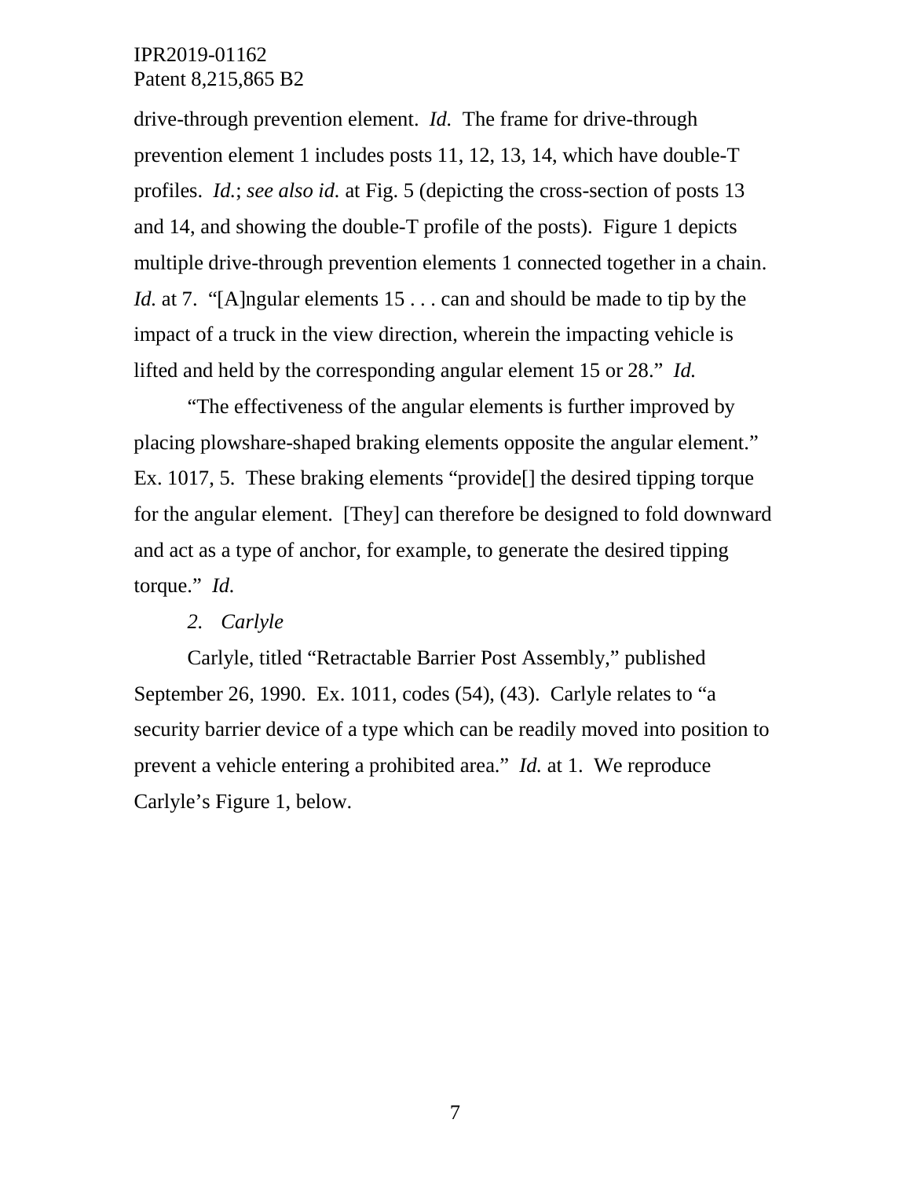drive-through prevention element. *Id.* The frame for drive-through prevention element 1 includes posts 11, 12, 13, 14, which have double-T profiles. *Id.*; *see also id.* at Fig. 5 (depicting the cross-section of posts 13 and 14, and showing the double-T profile of the posts). Figure 1 depicts multiple drive-through prevention elements 1 connected together in a chain. *Id.* at 7. "[A]ngular elements 15 . . . can and should be made to tip by the impact of a truck in the view direction, wherein the impacting vehicle is lifted and held by the corresponding angular element 15 or 28." *Id.*

"The effectiveness of the angular elements is further improved by placing plowshare-shaped braking elements opposite the angular element." Ex. 1017, 5. These braking elements "provide[] the desired tipping torque for the angular element. [They] can therefore be designed to fold downward and act as a type of anchor, for example, to generate the desired tipping torque." *Id.*

*2. Carlyle*

Carlyle, titled "Retractable Barrier Post Assembly," published September 26, 1990. Ex. 1011, codes (54), (43). Carlyle relates to "a security barrier device of a type which can be readily moved into position to prevent a vehicle entering a prohibited area." *Id.* at 1. We reproduce Carlyle's Figure 1, below.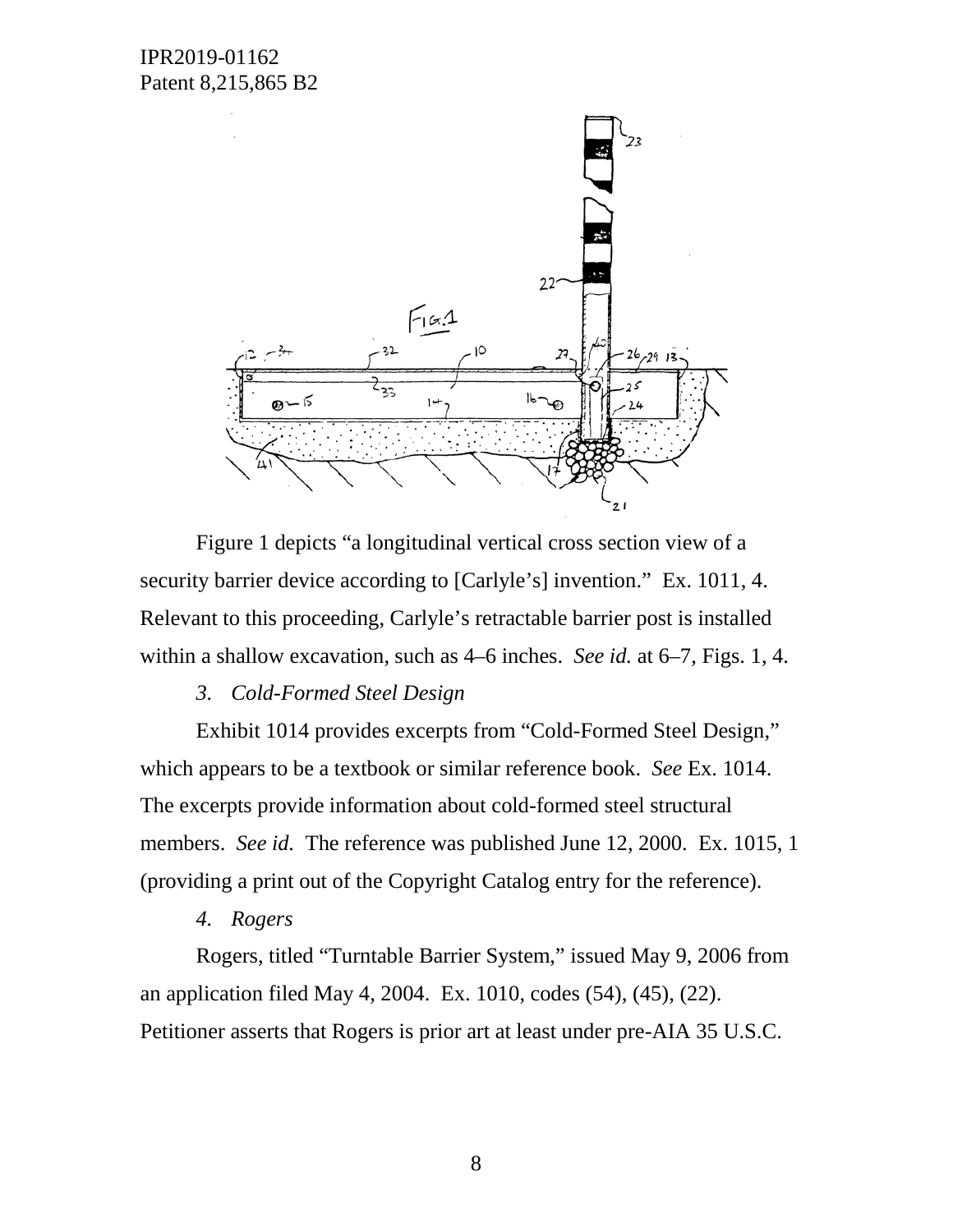Figure 1 depicts "a longitudinal vertical cross section view of a security barrier device according to [Carlyle's] invention." Ex. 1011, 4. Relevant to this proceeding, Carlyle's retractable barrier post is installed within a shallow excavation, such as 4–6 inches. *See id.* at 6–7, Figs. 1, 4.

*3. Cold-Formed Steel Design*

Exhibit 1014 provides excerpts from "Cold-Formed Steel Design," which appears to be a textbook or similar reference book. *See* Ex. 1014. The excerpts provide information about cold-formed steel structural members. *See id.* The reference was published June 12, 2000. Ex. 1015, 1 (providing a print out of the Copyright Catalog entry for the reference).

*4. Rogers*

Rogers, titled "Turntable Barrier System," issued May 9, 2006 from an application filed May 4, 2004. Ex. 1010, codes (54), (45), (22). Petitioner asserts that Rogers is prior art at least under pre-AIA 35 U.S.C.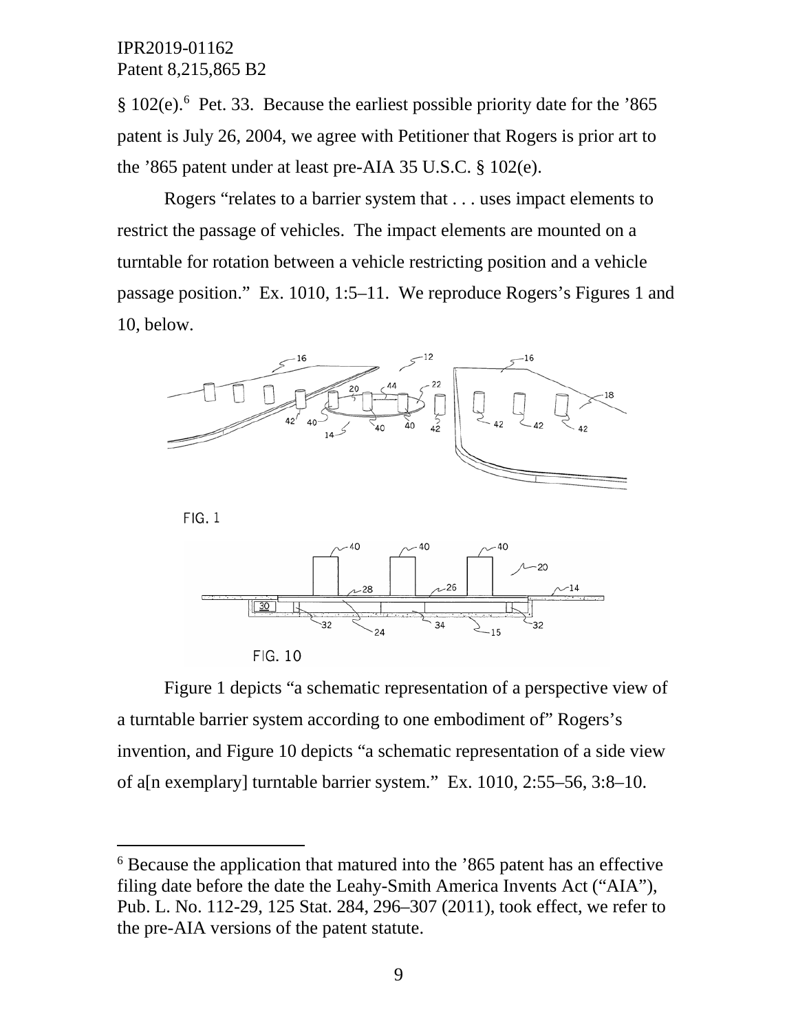§ 102(e).[6] Pet. 33. Because the earliest possible priority date for the '865 patent is July 26, 2004, we agree with Petitioner that Rogers is prior art to the '865 patent under at least pre-AIA 35 U.S.C. § 102(e).

Rogers "relates to a barrier system that . . . uses impact elements to restrict the passage of vehicles. The impact elements are mounted on a turntable for rotation between a vehicle restricting position and a vehicle passage position." Ex. 1010, 1:5–11. We reproduce Rogers's Figures 1 and 10, below.

FIG. 1

FIG. 10

Figure 1 depicts "a schematic representation of a perspective view of a turntable barrier system according to one embodiment of" Rogers's invention, and Figure 10 depicts "a schematic representation of a side view of a[n exemplary] turntable barrier system." Ex. 1010, 2:55–56, 3:8–10.

---

[6] Because the application that matured into the '865 patent has an effective filing date before the date the Leahy-Smith America Invents Act ("AIA"), Pub. L. No. 112-29, 125 Stat. 284, 296–307 (2011), took effect, we refer to the pre-AIA versions of the patent statute.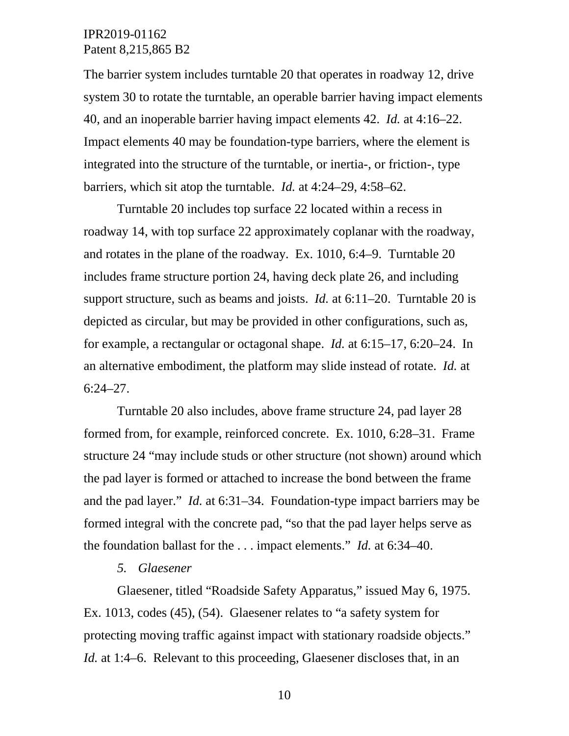The barrier system includes turntable 20 that operates in roadway 12, drive system 30 to rotate the turntable, an operable barrier having impact elements 40, and an inoperable barrier having impact elements 42. *Id.* at 4:16–22. Impact elements 40 may be foundation-type barriers, where the element is integrated into the structure of the turntable, or inertia-, or friction-, type barriers, which sit atop the turntable. *Id.* at 4:24–29, 4:58–62.

Turntable 20 includes top surface 22 located within a recess in roadway 14, with top surface 22 approximately coplanar with the roadway, and rotates in the plane of the roadway. Ex. 1010, 6:4–9. Turntable 20 includes frame structure portion 24, having deck plate 26, and including support structure, such as beams and joists. *Id.* at 6:11–20. Turntable 20 is depicted as circular, but may be provided in other configurations, such as, for example, a rectangular or octagonal shape. *Id.* at 6:15–17, 6:20–24. In an alternative embodiment, the platform may slide instead of rotate. *Id.* at 6:24–27.

Turntable 20 also includes, above frame structure 24, pad layer 28 formed from, for example, reinforced concrete. Ex. 1010, 6:28–31. Frame structure 24 "may include studs or other structure (not shown) around which the pad layer is formed or attached to increase the bond between the frame and the pad layer." *Id.* at 6:31–34. Foundation-type impact barriers may be formed integral with the concrete pad, "so that the pad layer helps serve as the foundation ballast for the . . . impact elements." *Id.* at 6:34–40.

*5. Glaesener*

Glaesener, titled "Roadside Safety Apparatus," issued May 6, 1975. Ex. 1013, codes (45), (54). Glaesener relates to "a safety system for protecting moving traffic against impact with stationary roadside objects." *Id.* at 1:4–6. Relevant to this proceeding, Glaesener discloses that, in an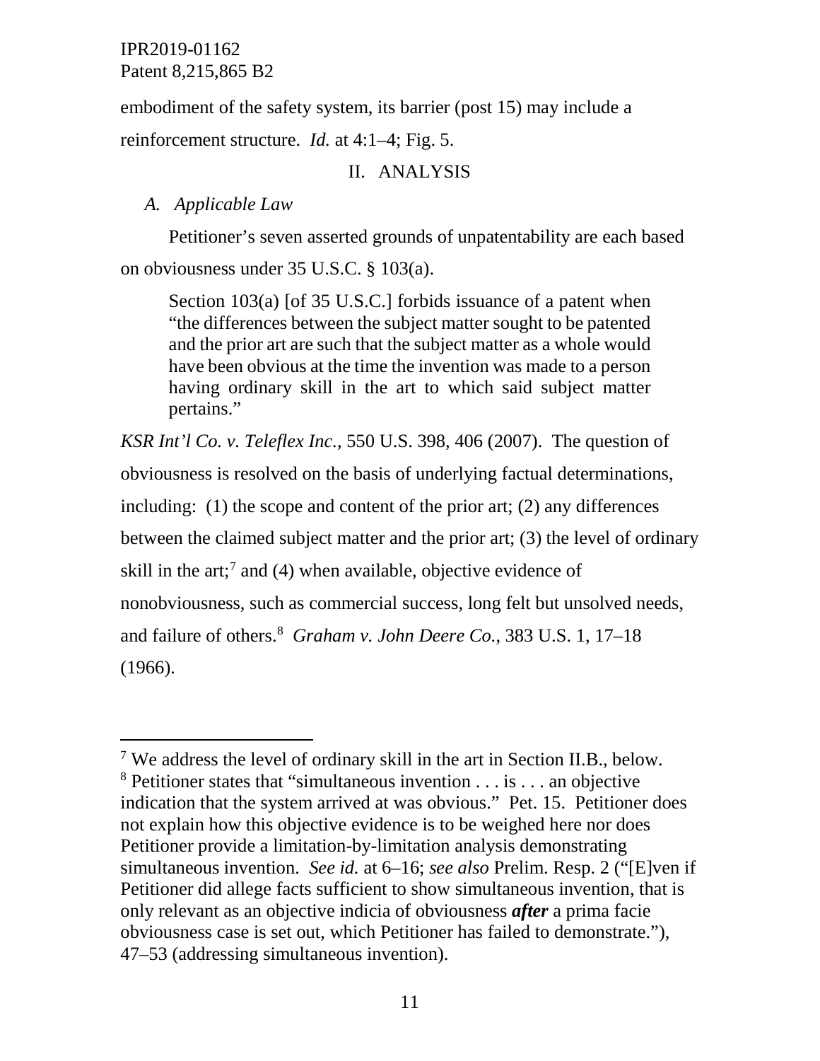embodiment of the safety system, its barrier (post 15) may include a reinforcement structure. *Id.* at 4:1–4; Fig. 5.

## II. ANALYSIS

### *A. Applicable Law*

Petitioner's seven asserted grounds of unpatentability are each based on obviousness under 35 U.S.C. § 103(a).

> Section 103(a) [of 35 U.S.C.] forbids issuance of a patent when "the differences between the subject matter sought to be patented and the prior art are such that the subject matter as a whole would have been obvious at the time the invention was made to a person having ordinary skill in the art to which said subject matter pertains."

*KSR Int'l Co. v. Teleflex Inc.*, 550 U.S. 398, 406 (2007). The question of obviousness is resolved on the basis of underlying factual determinations, including: (1) the scope and content of the prior art; (2) any differences between the claimed subject matter and the prior art; (3) the level of ordinary skill in the art;[7] and (4) when available, objective evidence of nonobviousness, such as commercial success, long felt but unsolved needs, and failure of others.[8] *Graham v. John Deere Co.*, 383 U.S. 1, 17–18 (1966).

---

[7] We address the level of ordinary skill in the art in Section II.B., below.

[8] Petitioner states that "simultaneous invention . . . is . . . an objective indication that the system arrived at was obvious." Pet. 15. Petitioner does not explain how this objective evidence is to be weighed here nor does Petitioner provide a limitation-by-limitation analysis demonstrating simultaneous invention. *See id.* at 6–16; *see also* Prelim. Resp. 2 ("[E]ven if Petitioner did allege facts sufficient to show simultaneous invention, that is only relevant as an objective indicia of obviousness ***after*** a prima facie obviousness case is set out, which Petitioner has failed to demonstrate."), 47–53 (addressing simultaneous invention).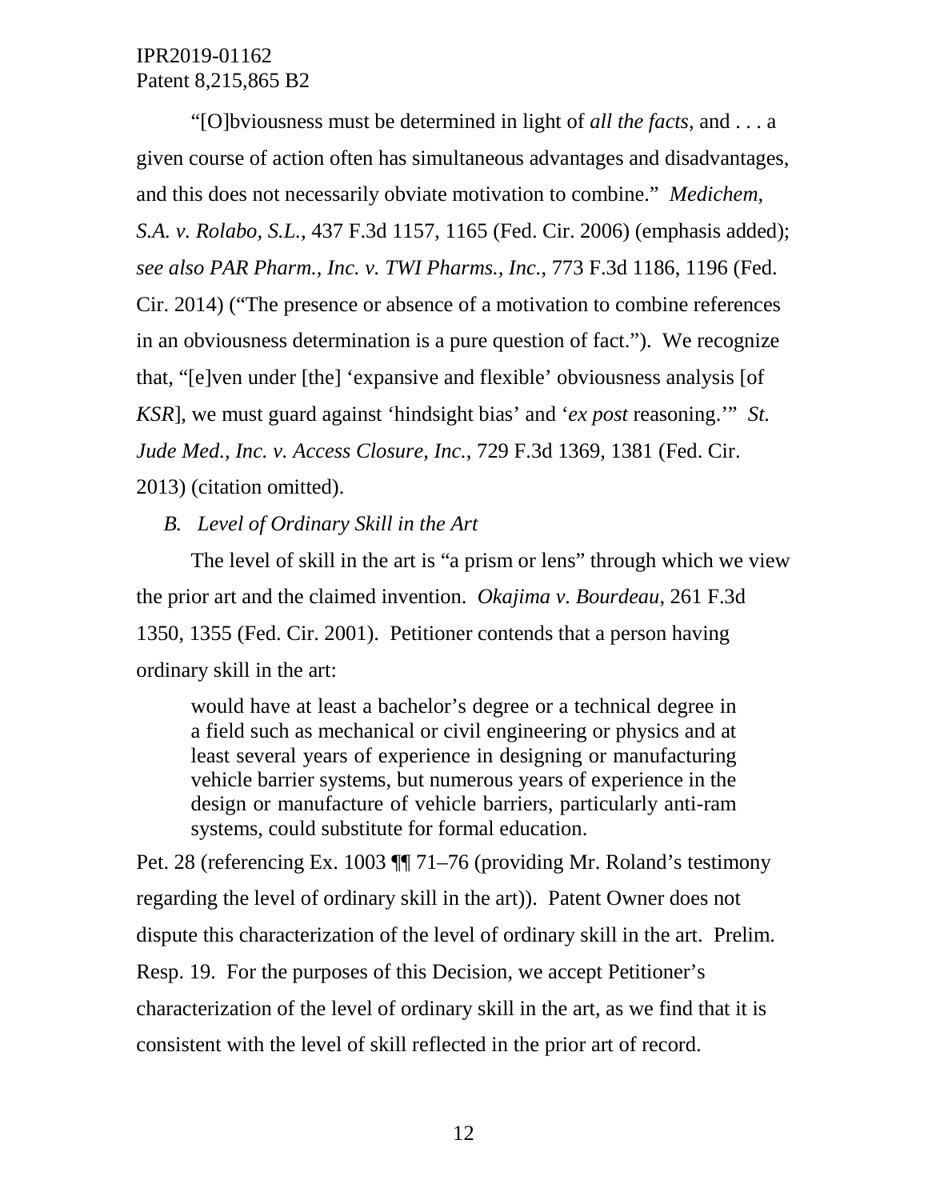"[O]bviousness must be determined in light of *all the facts*, and . . . a given course of action often has simultaneous advantages and disadvantages, and this does not necessarily obviate motivation to combine." *Medichem, S.A. v. Rolabo, S.L.*, 437 F.3d 1157, 1165 (Fed. Cir. 2006) (emphasis added); *see also PAR Pharm., Inc. v. TWI Pharms., Inc.*, 773 F.3d 1186, 1196 (Fed. Cir. 2014) ("The presence or absence of a motivation to combine references in an obviousness determination is a pure question of fact."). We recognize that, "[e]ven under [the] 'expansive and flexible' obviousness analysis [of *KSR*], we must guard against 'hindsight bias' and '*ex post* reasoning.'" *St. Jude Med., Inc. v. Access Closure, Inc.*, 729 F.3d 1369, 1381 (Fed. Cir. 2013) (citation omitted).

### *B. Level of Ordinary Skill in the Art*

The level of skill in the art is "a prism or lens" through which we view the prior art and the claimed invention. *Okajima v. Bourdeau*, 261 F.3d 1350, 1355 (Fed. Cir. 2001). Petitioner contends that a person having ordinary skill in the art:

> would have at least a bachelor's degree or a technical degree in a field such as mechanical or civil engineering or physics and at least several years of experience in designing or manufacturing vehicle barrier systems, but numerous years of experience in the design or manufacture of vehicle barriers, particularly anti-ram systems, could substitute for formal education.

Pet. 28 (referencing Ex. 1003 ¶¶ 71–76 (providing Mr. Roland's testimony regarding the level of ordinary skill in the art)). Patent Owner does not dispute this characterization of the level of ordinary skill in the art. Prelim. Resp. 19. For the purposes of this Decision, we accept Petitioner's characterization of the level of ordinary skill in the art, as we find that it is consistent with the level of skill reflected in the prior art of record.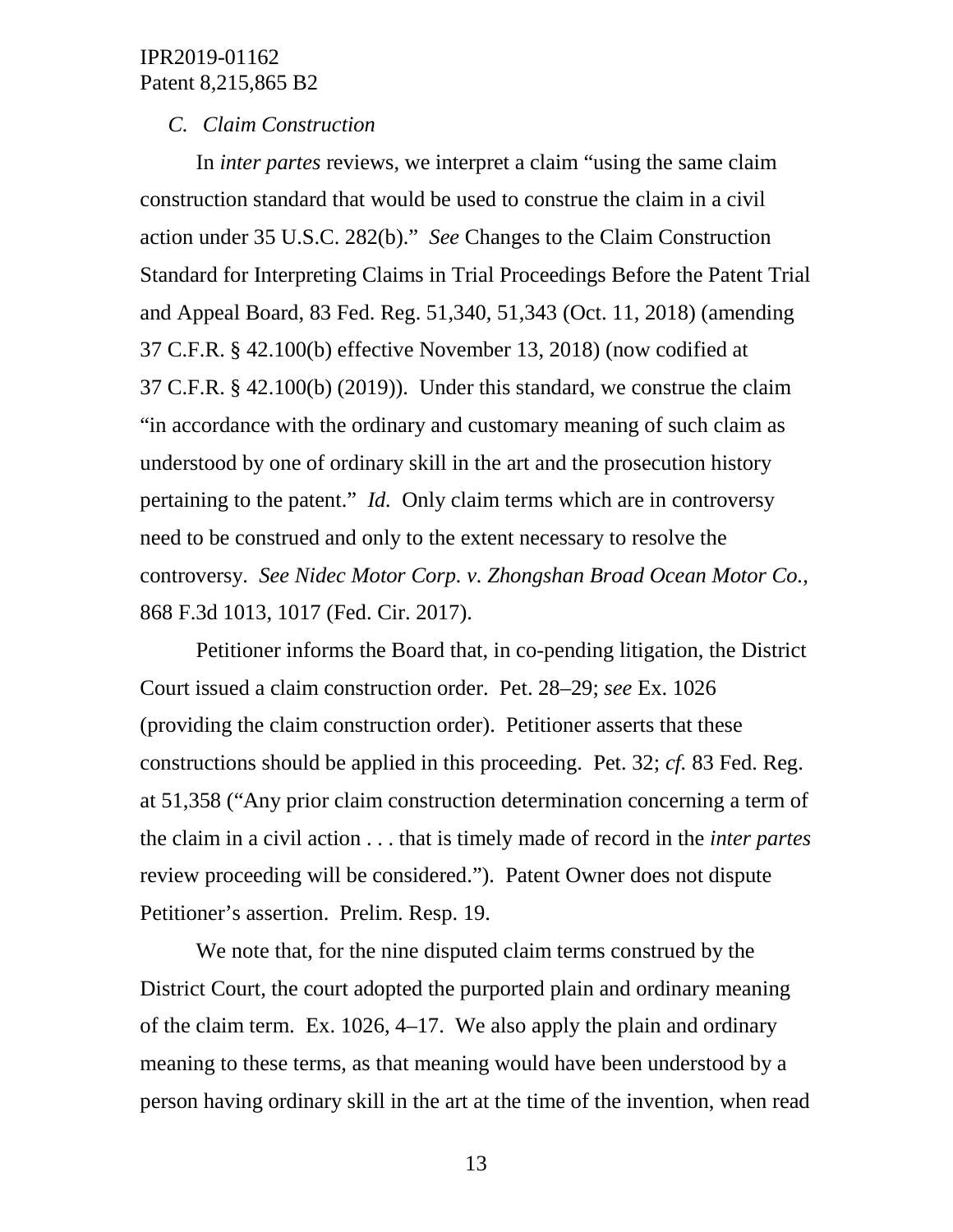### *C. Claim Construction*

In *inter partes* reviews, we interpret a claim "using the same claim construction standard that would be used to construe the claim in a civil action under 35 U.S.C. 282(b)." *See* Changes to the Claim Construction Standard for Interpreting Claims in Trial Proceedings Before the Patent Trial and Appeal Board, 83 Fed. Reg. 51,340, 51,343 (Oct. 11, 2018) (amending 37 C.F.R. § 42.100(b) effective November 13, 2018) (now codified at 37 C.F.R. § 42.100(b) (2019)). Under this standard, we construe the claim "in accordance with the ordinary and customary meaning of such claim as understood by one of ordinary skill in the art and the prosecution history pertaining to the patent." *Id.* Only claim terms which are in controversy need to be construed and only to the extent necessary to resolve the controversy. *See Nidec Motor Corp. v. Zhongshan Broad Ocean Motor Co.*, 868 F.3d 1013, 1017 (Fed. Cir. 2017).

Petitioner informs the Board that, in co-pending litigation, the District Court issued a claim construction order. Pet. 28–29; *see* Ex. 1026 (providing the claim construction order). Petitioner asserts that these constructions should be applied in this proceeding. Pet. 32; *cf.* 83 Fed. Reg. at 51,358 ("Any prior claim construction determination concerning a term of the claim in a civil action . . . that is timely made of record in the *inter partes* review proceeding will be considered."). Patent Owner does not dispute Petitioner's assertion. Prelim. Resp. 19.

We note that, for the nine disputed claim terms construed by the District Court, the court adopted the purported plain and ordinary meaning of the claim term. Ex. 1026, 4–17. We also apply the plain and ordinary meaning to these terms, as that meaning would have been understood by a person having ordinary skill in the art at the time of the invention, when read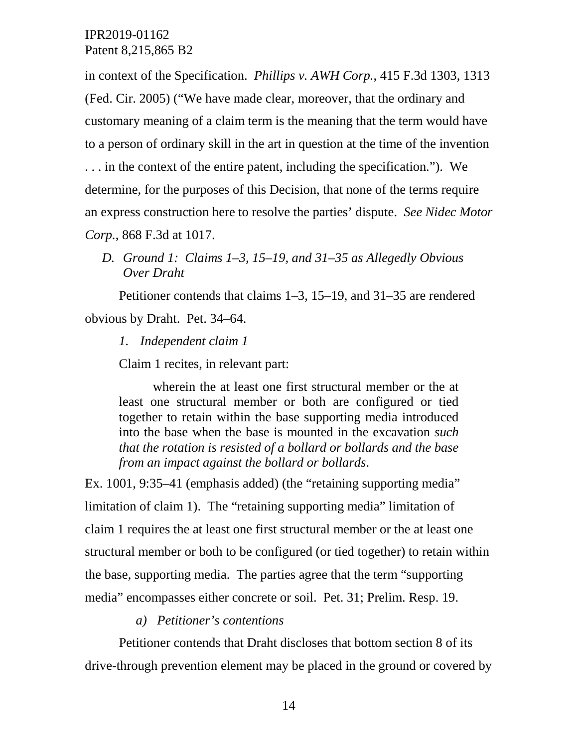in context of the Specification. *Phillips v. AWH Corp.*, 415 F.3d 1303, 1313 (Fed. Cir. 2005) ("We have made clear, moreover, that the ordinary and customary meaning of a claim term is the meaning that the term would have to a person of ordinary skill in the art in question at the time of the invention . . . in the context of the entire patent, including the specification."). We determine, for the purposes of this Decision, that none of the terms require an express construction here to resolve the parties' dispute. *See Nidec Motor Corp.*, 868 F.3d at 1017.

### *D. Ground 1: Claims 1–3, 15–19, and 31–35 as Allegedly Obvious Over Draht*

Petitioner contends that claims 1–3, 15–19, and 31–35 are rendered obvious by Draht. Pet. 34–64.

#### *1. Independent claim 1*

Claim 1 recites, in relevant part:

> wherein the at least one first structural member or the at least one structural member or both are configured or tied together to retain within the base supporting media introduced into the base when the base is mounted in the excavation *such that the rotation is resisted of a bollard or bollards and the base from an impact against the bollard or bollards*.

Ex. 1001, 9:35–41 (emphasis added) (the "retaining supporting media" limitation of claim 1). The "retaining supporting media" limitation of claim 1 requires the at least one first structural member or the at least one structural member or both to be configured (or tied together) to retain within the base, supporting media. The parties agree that the term "supporting media" encompasses either concrete or soil. Pet. 31; Prelim. Resp. 19.

##### *a) Petitioner's contentions*

Petitioner contends that Draht discloses that bottom section 8 of its drive-through prevention element may be placed in the ground or covered by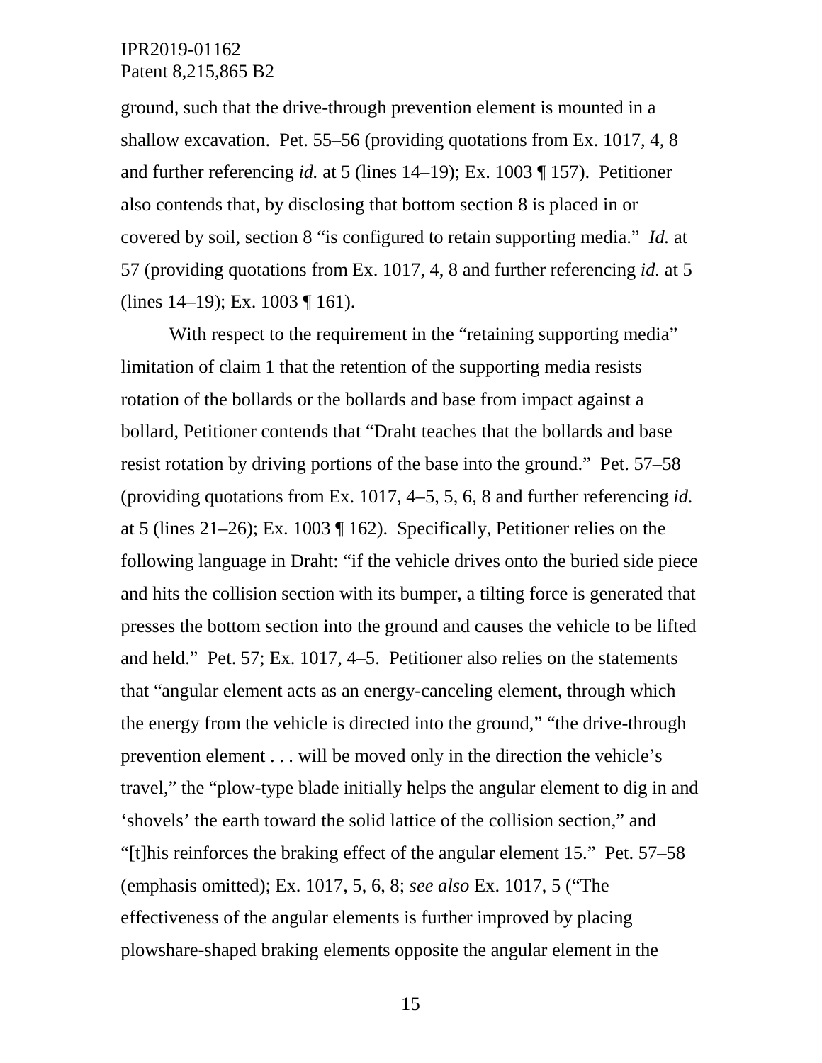ground, such that the drive-through prevention element is mounted in a shallow excavation. Pet. 55–56 (providing quotations from Ex. 1017, 4, 8 and further referencing *id.* at 5 (lines 14–19); Ex. 1003 ¶ 157). Petitioner also contends that, by disclosing that bottom section 8 is placed in or covered by soil, section 8 "is configured to retain supporting media." *Id.* at 57 (providing quotations from Ex. 1017, 4, 8 and further referencing *id.* at 5 (lines 14–19); Ex. 1003 ¶ 161).

With respect to the requirement in the "retaining supporting media" limitation of claim 1 that the retention of the supporting media resists rotation of the bollards or the bollards and base from impact against a bollard, Petitioner contends that "Draht teaches that the bollards and base resist rotation by driving portions of the base into the ground." Pet. 57–58 (providing quotations from Ex. 1017, 4–5, 5, 6, 8 and further referencing *id.* at 5 (lines 21–26); Ex. 1003 ¶ 162). Specifically, Petitioner relies on the following language in Draht: "if the vehicle drives onto the buried side piece and hits the collision section with its bumper, a tilting force is generated that presses the bottom section into the ground and causes the vehicle to be lifted and held." Pet. 57; Ex. 1017, 4–5. Petitioner also relies on the statements that "angular element acts as an energy-canceling element, through which the energy from the vehicle is directed into the ground," "the drive-through prevention element . . . will be moved only in the direction the vehicle's travel," the "plow-type blade initially helps the angular element to dig in and 'shovels' the earth toward the solid lattice of the collision section," and "[t]his reinforces the braking effect of the angular element 15." Pet. 57–58 (emphasis omitted); Ex. 1017, 5, 6, 8; *see also* Ex. 1017, 5 ("The effectiveness of the angular elements is further improved by placing plowshare-shaped braking elements opposite the angular element in the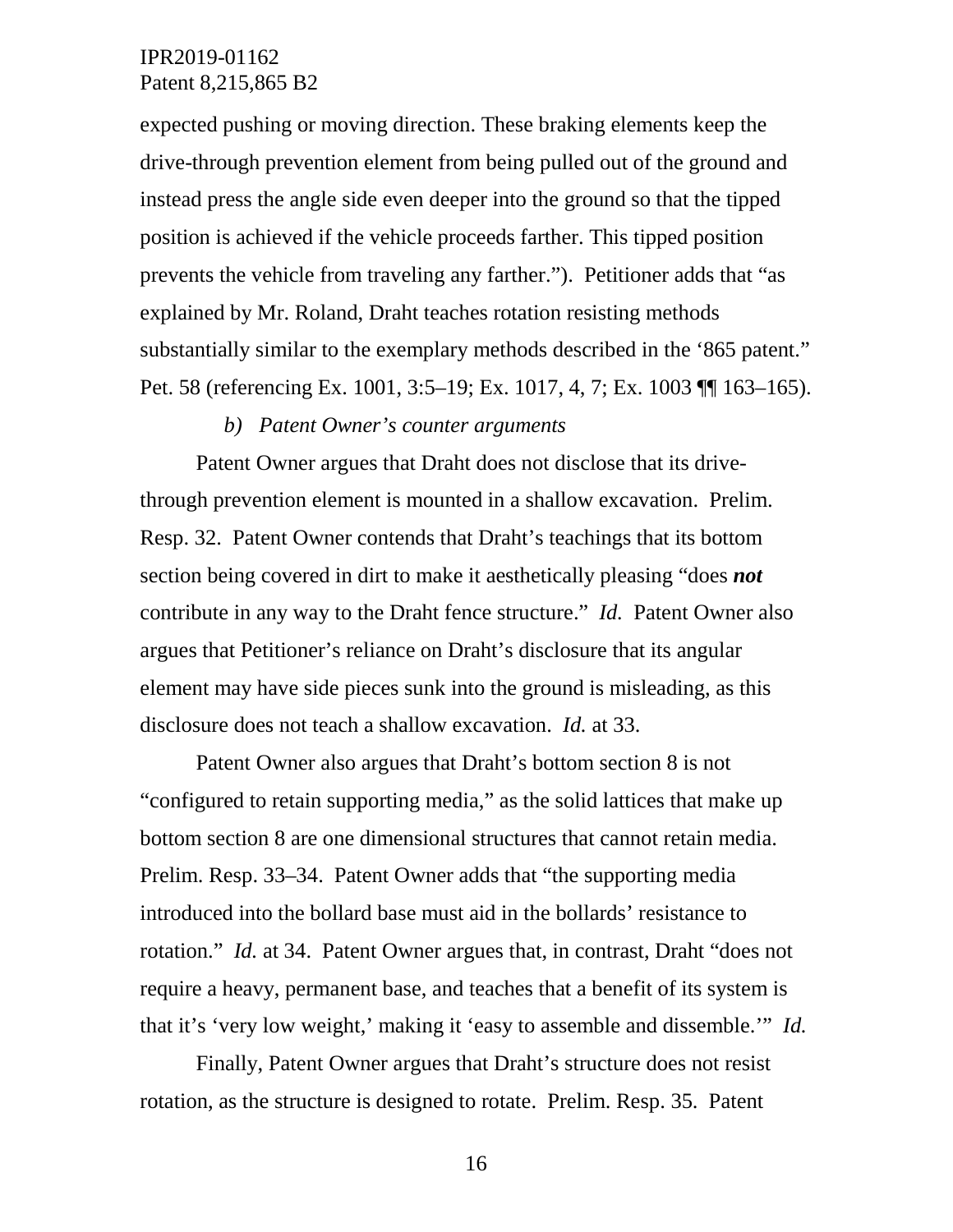expected pushing or moving direction. These braking elements keep the drive-through prevention element from being pulled out of the ground and instead press the angle side even deeper into the ground so that the tipped position is achieved if the vehicle proceeds farther. This tipped position prevents the vehicle from traveling any farther.”). Petitioner adds that “as explained by Mr. Roland, Draht teaches rotation resisting methods substantially similar to the exemplary methods described in the ‘865 patent.” Pet. 58 (referencing Ex. 1001, 3:5–19; Ex. 1017, 4, 7; Ex. 1003 ¶¶ 163–165).

*b) Patent Owner’s counter arguments*

Patent Owner argues that Draht does not disclose that its drive-through prevention element is mounted in a shallow excavation. Prelim. Resp. 32. Patent Owner contends that Draht’s teachings that its bottom section being covered in dirt to make it aesthetically pleasing “does ***not*** contribute in any way to the Draht fence structure.” *Id.* Patent Owner also argues that Petitioner’s reliance on Draht’s disclosure that its angular element may have side pieces sunk into the ground is misleading, as this disclosure does not teach a shallow excavation. *Id.* at 33.

Patent Owner also argues that Draht’s bottom section 8 is not “configured to retain supporting media,” as the solid lattices that make up bottom section 8 are one dimensional structures that cannot retain media. Prelim. Resp. 33–34. Patent Owner adds that “the supporting media introduced into the bollard base must aid in the bollards’ resistance to rotation.” *Id.* at 34. Patent Owner argues that, in contrast, Draht “does not require a heavy, permanent base, and teaches that a benefit of its system is that it’s ‘very low weight,’ making it ‘easy to assemble and dissemble.’” *Id.*

Finally, Patent Owner argues that Draht’s structure does not resist rotation, as the structure is designed to rotate. Prelim. Resp. 35. Patent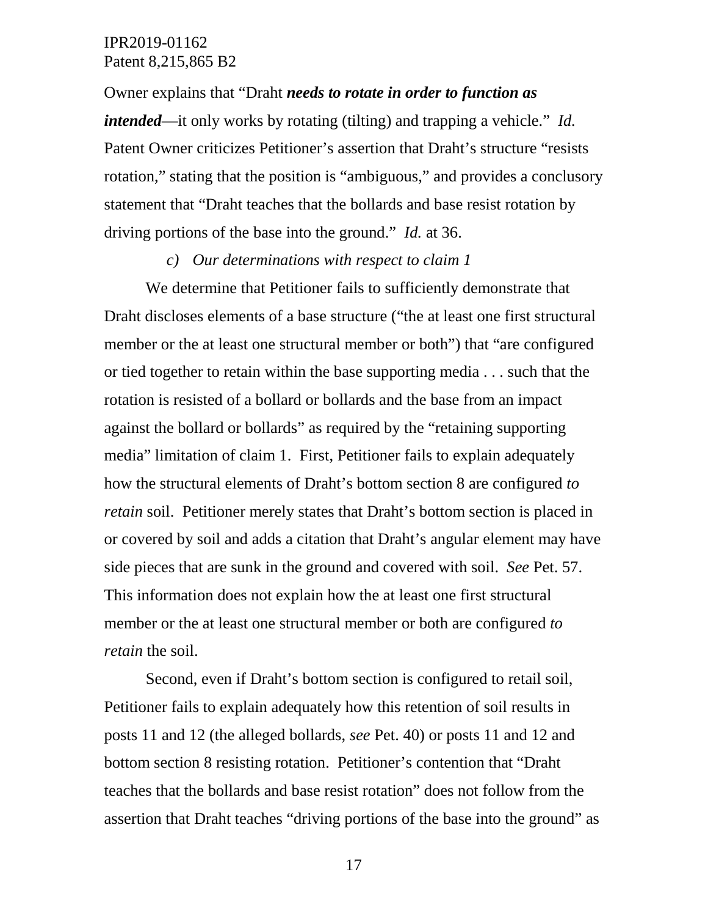Owner explains that "Draht ***needs to rotate in order to function as intended***—it only works by rotating (tilting) and trapping a vehicle." *Id.* Patent Owner criticizes Petitioner's assertion that Draht's structure "resists rotation," stating that the position is "ambiguous," and provides a conclusory statement that "Draht teaches that the bollards and base resist rotation by driving portions of the base into the ground." *Id.* at 36.

*c) Our determinations with respect to claim 1*

We determine that Petitioner fails to sufficiently demonstrate that Draht discloses elements of a base structure ("the at least one first structural member or the at least one structural member or both") that "are configured or tied together to retain within the base supporting media . . . such that the rotation is resisted of a bollard or bollards and the base from an impact against the bollard or bollards" as required by the "retaining supporting media" limitation of claim 1. First, Petitioner fails to explain adequately how the structural elements of Draht's bottom section 8 are configured *to retain* soil. Petitioner merely states that Draht's bottom section is placed in or covered by soil and adds a citation that Draht's angular element may have side pieces that are sunk in the ground and covered with soil. *See* Pet. 57. This information does not explain how the at least one first structural member or the at least one structural member or both are configured *to retain* the soil.

Second, even if Draht's bottom section is configured to retail soil, Petitioner fails to explain adequately how this retention of soil results in posts 11 and 12 (the alleged bollards, *see* Pet. 40) or posts 11 and 12 and bottom section 8 resisting rotation. Petitioner's contention that "Draht teaches that the bollards and base resist rotation" does not follow from the assertion that Draht teaches "driving portions of the base into the ground" as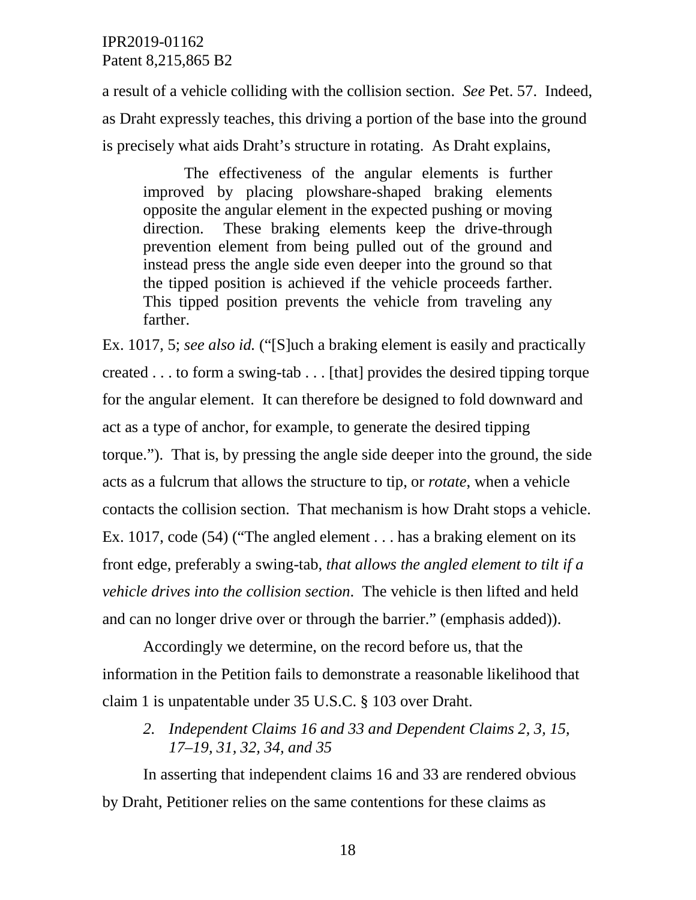a result of a vehicle colliding with the collision section. *See* Pet. 57. Indeed, as Draht expressly teaches, this driving a portion of the base into the ground is precisely what aids Draht's structure in rotating. As Draht explains,

> The effectiveness of the angular elements is further improved by placing plowshare-shaped braking elements opposite the angular element in the expected pushing or moving direction. These braking elements keep the drive-through prevention element from being pulled out of the ground and instead press the angle side even deeper into the ground so that the tipped position is achieved if the vehicle proceeds farther. This tipped position prevents the vehicle from traveling any farther.

Ex. 1017, 5; *see also id.* ("[S]uch a braking element is easily and practically created . . . to form a swing-tab . . . [that] provides the desired tipping torque for the angular element. It can therefore be designed to fold downward and act as a type of anchor, for example, to generate the desired tipping torque."). That is, by pressing the angle side deeper into the ground, the side acts as a fulcrum that allows the structure to tip, or *rotate*, when a vehicle contacts the collision section. That mechanism is how Draht stops a vehicle. Ex. 1017, code (54) ("The angled element . . . has a braking element on its front edge, preferably a swing-tab, *that allows the angled element to tilt if a vehicle drives into the collision section*. The vehicle is then lifted and held and can no longer drive over or through the barrier." (emphasis added)).

Accordingly we determine, on the record before us, that the information in the Petition fails to demonstrate a reasonable likelihood that claim 1 is unpatentable under 35 U.S.C. § 103 over Draht.

### *2. Independent Claims 16 and 33 and Dependent Claims 2, 3, 15, 17–19, 31, 32, 34, and 35*

In asserting that independent claims 16 and 33 are rendered obvious by Draht, Petitioner relies on the same contentions for these claims as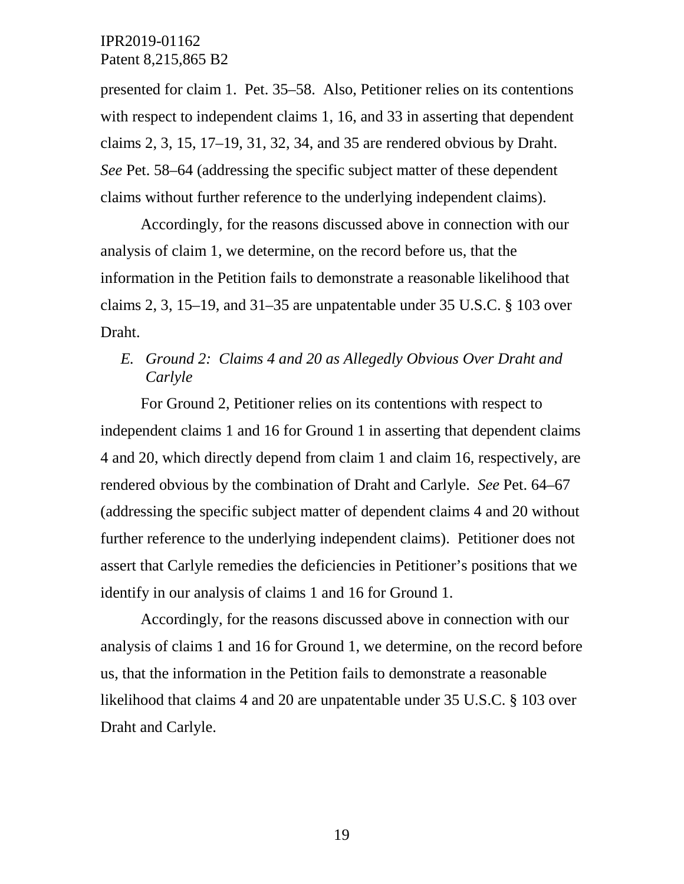presented for claim 1. Pet. 35–58. Also, Petitioner relies on its contentions with respect to independent claims 1, 16, and 33 in asserting that dependent claims 2, 3, 15, 17–19, 31, 32, 34, and 35 are rendered obvious by Draht. *See* Pet. 58–64 (addressing the specific subject matter of these dependent claims without further reference to the underlying independent claims).

Accordingly, for the reasons discussed above in connection with our analysis of claim 1, we determine, on the record before us, that the information in the Petition fails to demonstrate a reasonable likelihood that claims 2, 3, 15–19, and 31–35 are unpatentable under 35 U.S.C. § 103 over Draht.

### *E. Ground 2: Claims 4 and 20 as Allegedly Obvious Over Draht and Carlyle*

For Ground 2, Petitioner relies on its contentions with respect to independent claims 1 and 16 for Ground 1 in asserting that dependent claims 4 and 20, which directly depend from claim 1 and claim 16, respectively, are rendered obvious by the combination of Draht and Carlyle. *See* Pet. 64–67 (addressing the specific subject matter of dependent claims 4 and 20 without further reference to the underlying independent claims). Petitioner does not assert that Carlyle remedies the deficiencies in Petitioner's positions that we identify in our analysis of claims 1 and 16 for Ground 1.

Accordingly, for the reasons discussed above in connection with our analysis of claims 1 and 16 for Ground 1, we determine, on the record before us, that the information in the Petition fails to demonstrate a reasonable likelihood that claims 4 and 20 are unpatentable under 35 U.S.C. § 103 over Draht and Carlyle.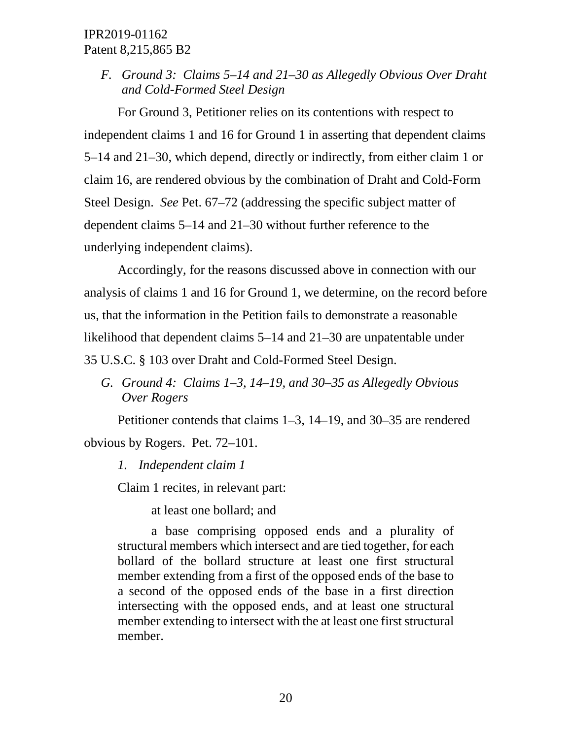### *F. Ground 3: Claims 5–14 and 21–30 as Allegedly Obvious Over Draht and Cold-Formed Steel Design*

For Ground 3, Petitioner relies on its contentions with respect to independent claims 1 and 16 for Ground 1 in asserting that dependent claims 5–14 and 21–30, which depend, directly or indirectly, from either claim 1 or claim 16, are rendered obvious by the combination of Draht and Cold-Form Steel Design. *See* Pet. 67–72 (addressing the specific subject matter of dependent claims 5–14 and 21–30 without further reference to the underlying independent claims).

Accordingly, for the reasons discussed above in connection with our analysis of claims 1 and 16 for Ground 1, we determine, on the record before us, that the information in the Petition fails to demonstrate a reasonable likelihood that dependent claims 5–14 and 21–30 are unpatentable under 35 U.S.C. § 103 over Draht and Cold-Formed Steel Design.

### *G. Ground 4: Claims 1–3, 14–19, and 30–35 as Allegedly Obvious Over Rogers*

Petitioner contends that claims 1–3, 14–19, and 30–35 are rendered obvious by Rogers. Pet. 72–101.

#### *1. Independent claim 1*

Claim 1 recites, in relevant part:

> at least one bollard; and
>
> a base comprising opposed ends and a plurality of structural members which intersect and are tied together, for each bollard of the bollard structure at least one first structural member extending from a first of the opposed ends of the base to a second of the opposed ends of the base in a first direction intersecting with the opposed ends, and at least one structural member extending to intersect with the at least one first structural member.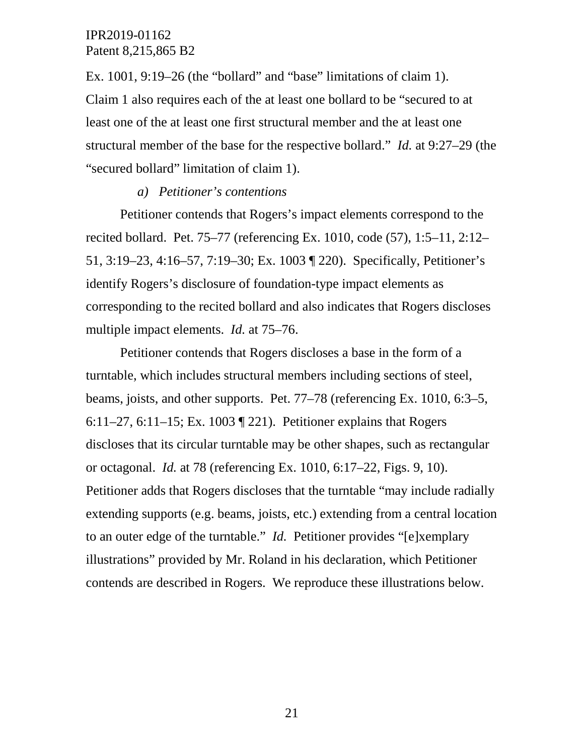Ex. 1001, 9:19–26 (the “bollard” and “base” limitations of claim 1). Claim 1 also requires each of the at least one bollard to be “secured to at least one of the at least one first structural member and the at least one structural member of the base for the respective bollard.” *Id.* at 9:27–29 (the “secured bollard” limitation of claim 1).

*a) Petitioner’s contentions*

Petitioner contends that Rogers’s impact elements correspond to the recited bollard. Pet. 75–77 (referencing Ex. 1010, code (57), 1:5–11, 2:12–51, 3:19–23, 4:16–57, 7:19–30; Ex. 1003 ¶ 220). Specifically, Petitioner’s identify Rogers’s disclosure of foundation-type impact elements as corresponding to the recited bollard and also indicates that Rogers discloses multiple impact elements. *Id.* at 75–76.

Petitioner contends that Rogers discloses a base in the form of a turntable, which includes structural members including sections of steel, beams, joists, and other supports. Pet. 77–78 (referencing Ex. 1010, 6:3–5, 6:11–27, 6:11–15; Ex. 1003 ¶ 221). Petitioner explains that Rogers discloses that its circular turntable may be other shapes, such as rectangular or octagonal. *Id.* at 78 (referencing Ex. 1010, 6:17–22, Figs. 9, 10). Petitioner adds that Rogers discloses that the turntable “may include radially extending supports (e.g. beams, joists, etc.) extending from a central location to an outer edge of the turntable.” *Id.* Petitioner provides “[e]xemplary illustrations” provided by Mr. Roland in his declaration, which Petitioner contends are described in Rogers. We reproduce these illustrations below.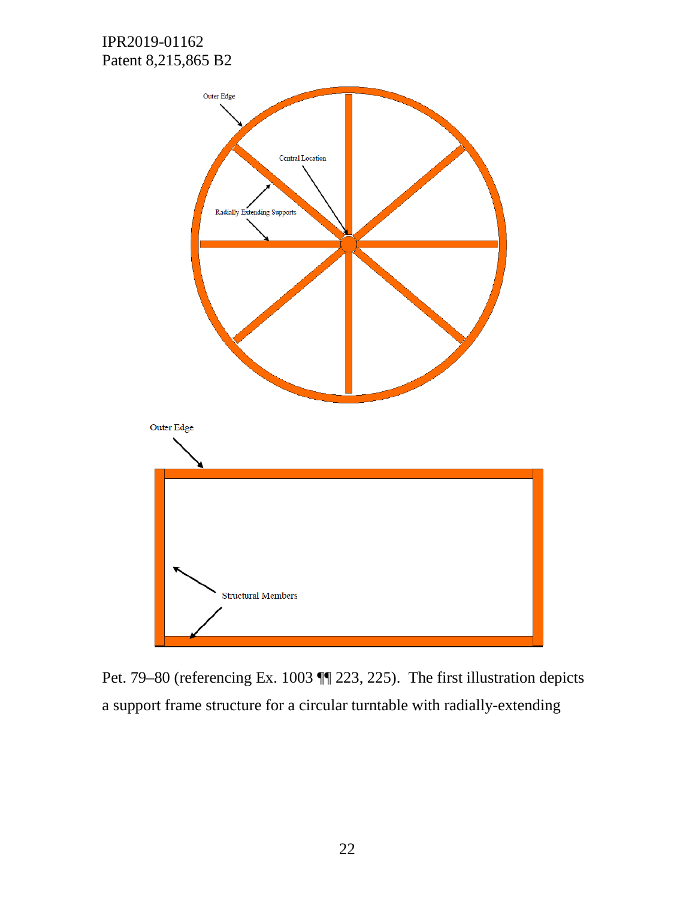Outer Edge

Central Location

Radially Extending Supports

Outer Edge

Structural Members

Pet. 79–80 (referencing Ex. 1003 ¶¶ 223, 225). The first illustration depicts a support frame structure for a circular turntable with radially-extending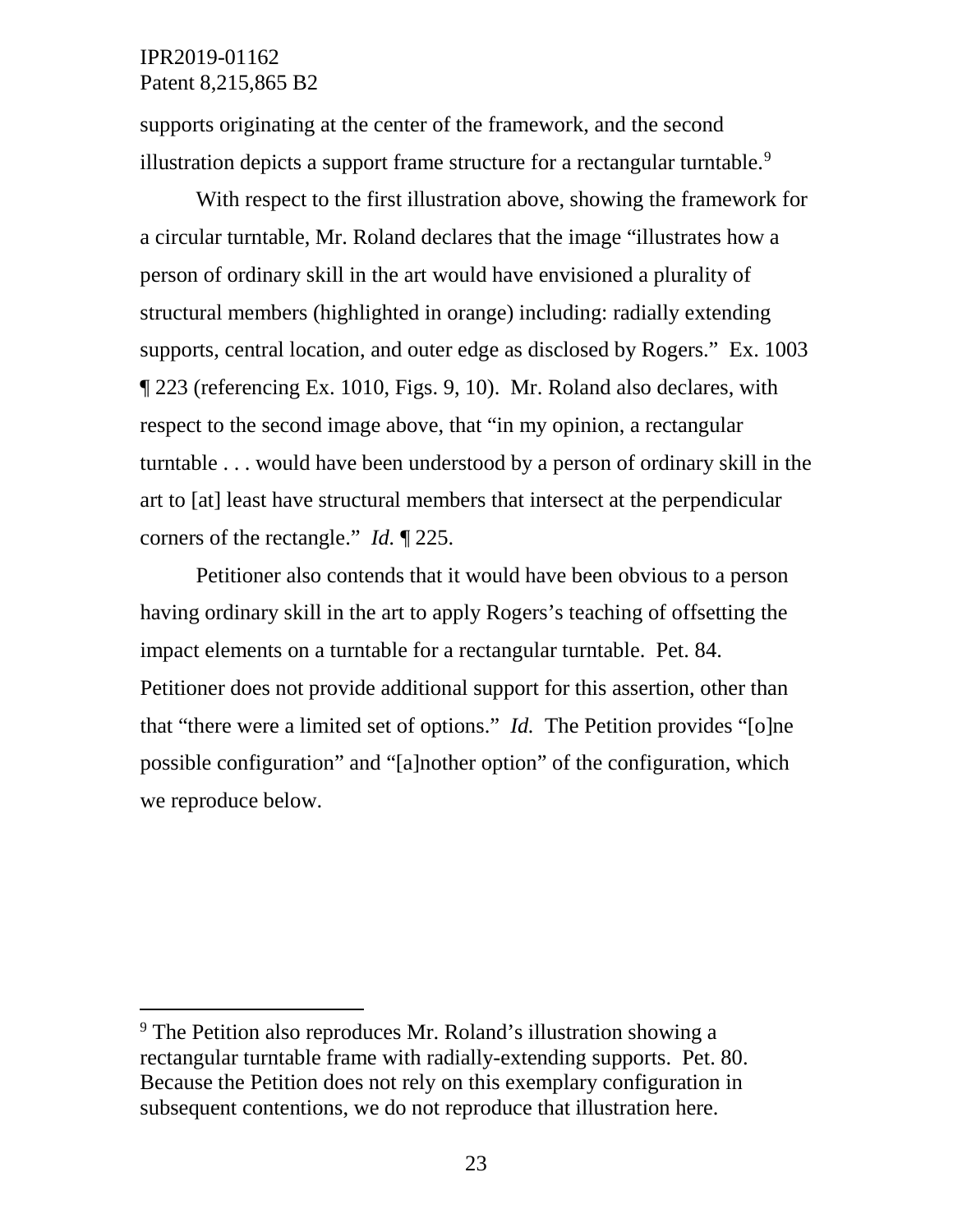supports originating at the center of the framework, and the second illustration depicts a support frame structure for a rectangular turntable.[9]

With respect to the first illustration above, showing the framework for a circular turntable, Mr. Roland declares that the image "illustrates how a person of ordinary skill in the art would have envisioned a plurality of structural members (highlighted in orange) including: radially extending supports, central location, and outer edge as disclosed by Rogers." Ex. 1003 ¶ 223 (referencing Ex. 1010, Figs. 9, 10). Mr. Roland also declares, with respect to the second image above, that "in my opinion, a rectangular turntable . . . would have been understood by a person of ordinary skill in the art to [at] least have structural members that intersect at the perpendicular corners of the rectangle." *Id.* ¶ 225.

Petitioner also contends that it would have been obvious to a person having ordinary skill in the art to apply Rogers's teaching of offsetting the impact elements on a turntable for a rectangular turntable. Pet. 84. Petitioner does not provide additional support for this assertion, other than that "there were a limited set of options." *Id.* The Petition provides "[o]ne possible configuration" and "[a]nother option" of the configuration, which we reproduce below.

---

[9] The Petition also reproduces Mr. Roland's illustration showing a rectangular turntable frame with radially-extending supports. Pet. 80. Because the Petition does not rely on this exemplary configuration in subsequent contentions, we do not reproduce that illustration here.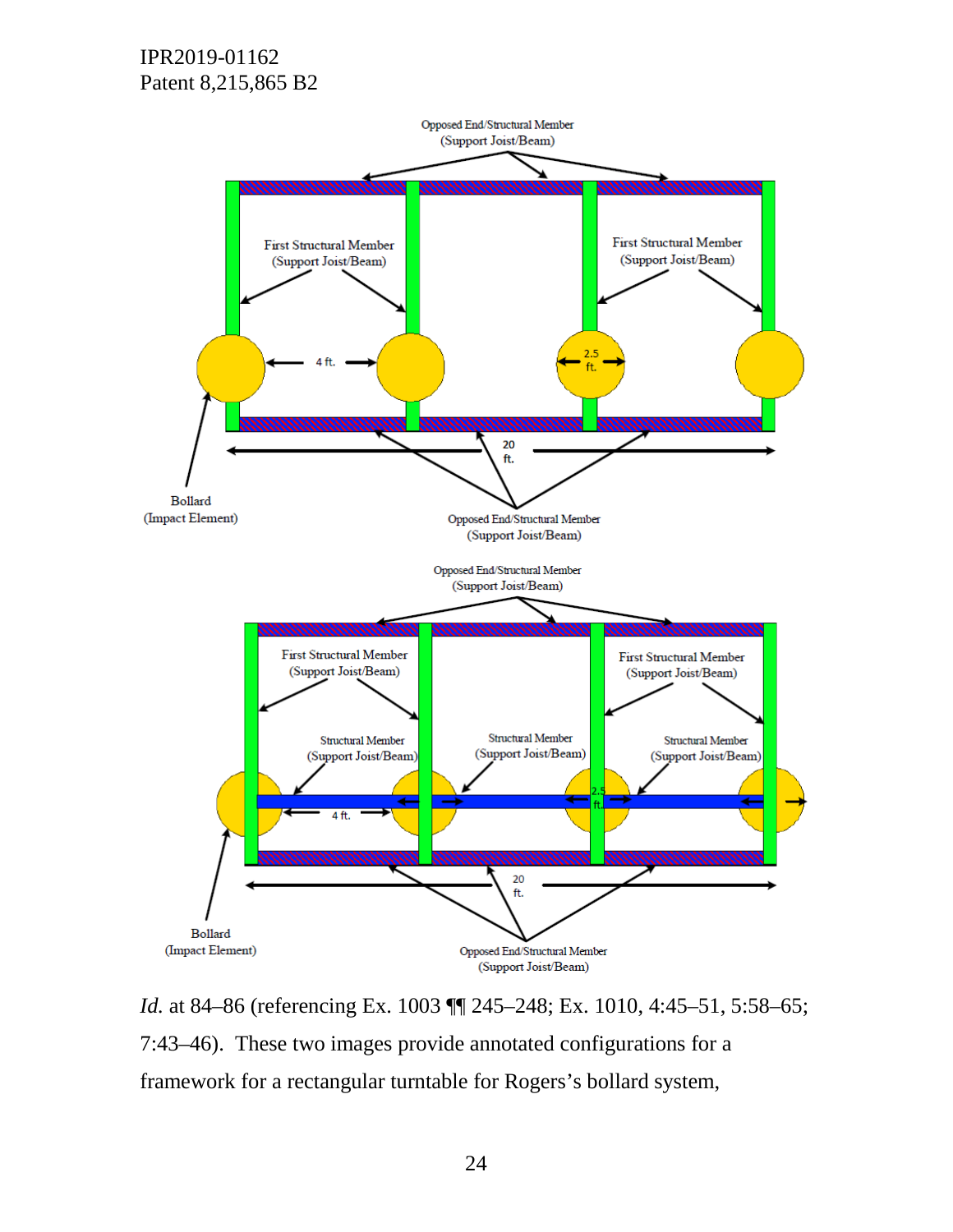*Id.* at 84–86 (referencing Ex. 1003 ¶¶ 245–248; Ex. 1010, 4:45–51, 5:58–65; 7:43–46). These two images provide annotated configurations for a framework for a rectangular turntable for Rogers's bollard system,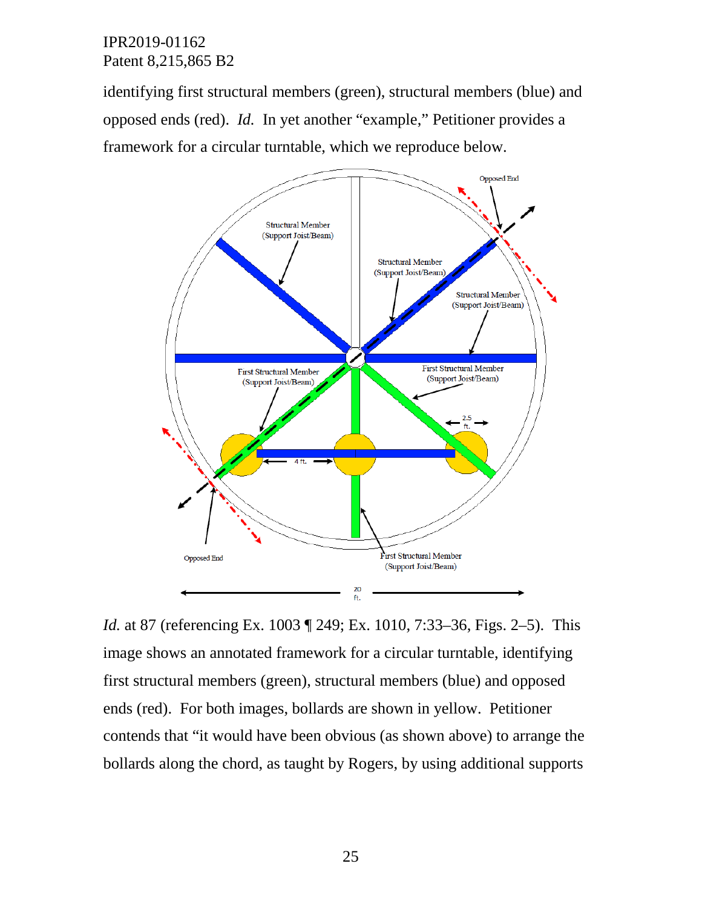identifying first structural members (green), structural members (blue) and opposed ends (red). *Id.* In yet another "example," Petitioner provides a framework for a circular turntable, which we reproduce below.

*Id.* at 87 (referencing Ex. 1003 ¶ 249; Ex. 1010, 7:33–36, Figs. 2–5). This image shows an annotated framework for a circular turntable, identifying first structural members (green), structural members (blue) and opposed ends (red). For both images, bollards are shown in yellow. Petitioner contends that "it would have been obvious (as shown above) to arrange the bollards along the chord, as taught by Rogers, by using additional supports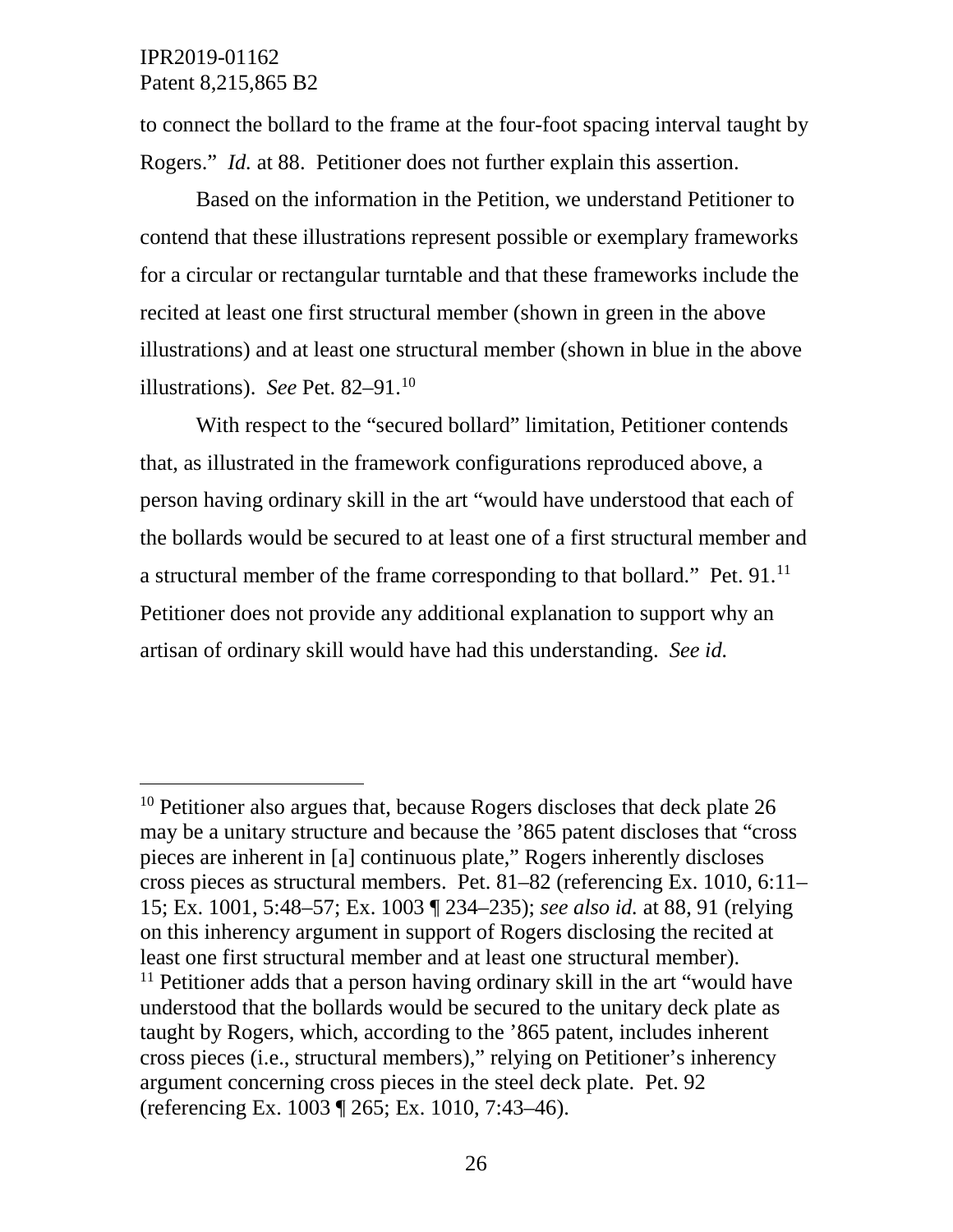to connect the bollard to the frame at the four-foot spacing interval taught by Rogers." *Id.* at 88. Petitioner does not further explain this assertion.

Based on the information in the Petition, we understand Petitioner to contend that these illustrations represent possible or exemplary frameworks for a circular or rectangular turntable and that these frameworks include the recited at least one first structural member (shown in green in the above illustrations) and at least one structural member (shown in blue in the above illustrations). *See* Pet. 82–91.[10]

With respect to the "secured bollard" limitation, Petitioner contends that, as illustrated in the framework configurations reproduced above, a person having ordinary skill in the art "would have understood that each of the bollards would be secured to at least one of a first structural member and a structural member of the frame corresponding to that bollard." Pet. 91.[11] Petitioner does not provide any additional explanation to support why an artisan of ordinary skill would have had this understanding. *See id.*

---

[10] Petitioner also argues that, because Rogers discloses that deck plate 26 may be a unitary structure and because the '865 patent discloses that "cross pieces are inherent in [a] continuous plate," Rogers inherently discloses cross pieces as structural members. Pet. 81–82 (referencing Ex. 1010, 6:11–15; Ex. 1001, 5:48–57; Ex. 1003 ¶ 234–235); *see also id.* at 88, 91 (relying on this inherency argument in support of Rogers disclosing the recited at least one first structural member and at least one structural member).

[11] Petitioner adds that a person having ordinary skill in the art "would have understood that the bollards would be secured to the unitary deck plate as taught by Rogers, which, according to the '865 patent, includes inherent cross pieces (i.e., structural members)," relying on Petitioner's inherency argument concerning cross pieces in the steel deck plate. Pet. 92 (referencing Ex. 1003 ¶ 265; Ex. 1010, 7:43–46).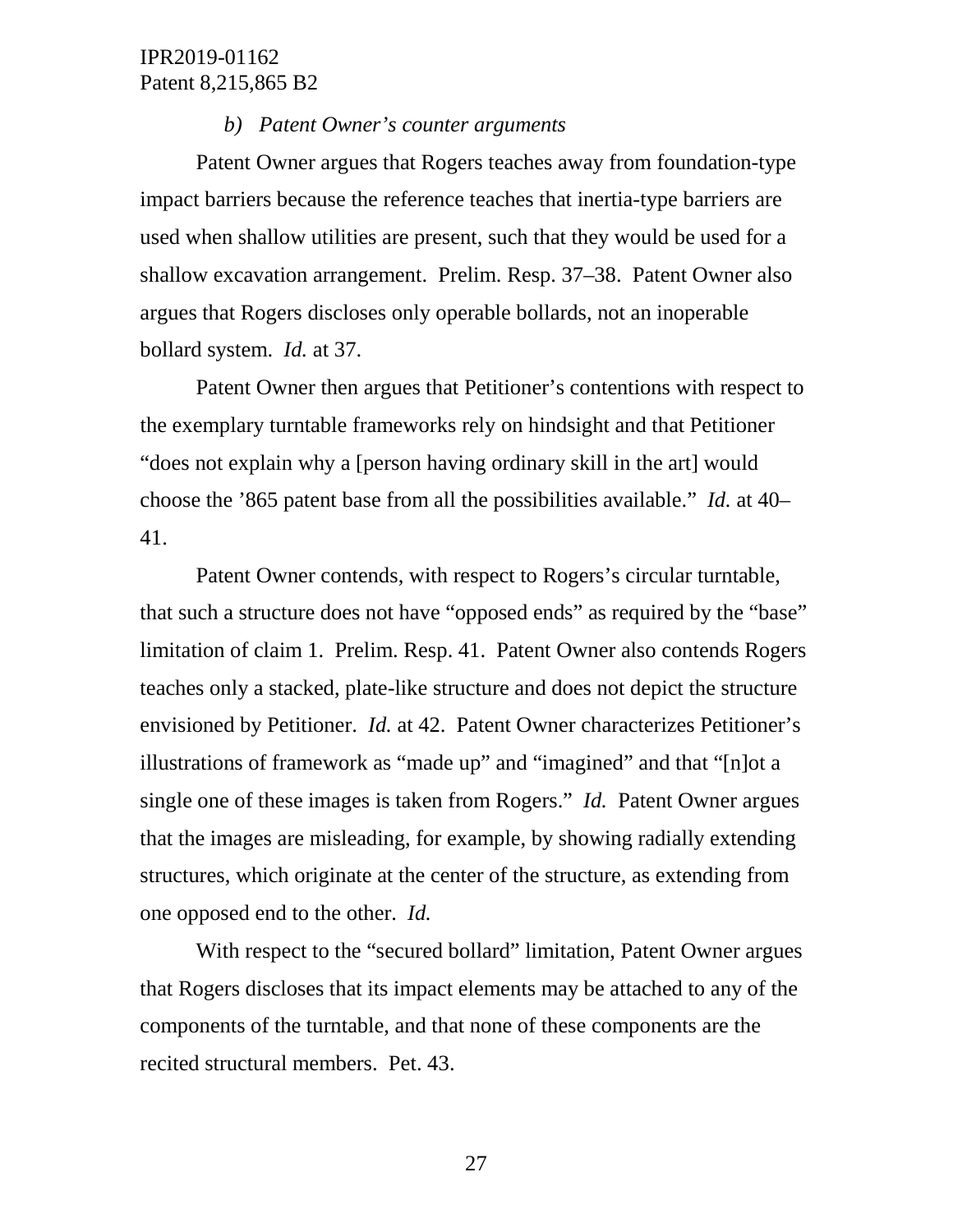### *b) Patent Owner's counter arguments*

Patent Owner argues that Rogers teaches away from foundation-type impact barriers because the reference teaches that inertia-type barriers are used when shallow utilities are present, such that they would be used for a shallow excavation arrangement. Prelim. Resp. 37–38. Patent Owner also argues that Rogers discloses only operable bollards, not an inoperable bollard system. *Id.* at 37.

Patent Owner then argues that Petitioner's contentions with respect to the exemplary turntable frameworks rely on hindsight and that Petitioner "does not explain why a [person having ordinary skill in the art] would choose the '865 patent base from all the possibilities available." *Id.* at 40–41.

Patent Owner contends, with respect to Rogers's circular turntable, that such a structure does not have "opposed ends" as required by the "base" limitation of claim 1. Prelim. Resp. 41. Patent Owner also contends Rogers teaches only a stacked, plate-like structure and does not depict the structure envisioned by Petitioner. *Id.* at 42. Patent Owner characterizes Petitioner's illustrations of framework as "made up" and "imagined" and that "[n]ot a single one of these images is taken from Rogers." *Id.* Patent Owner argues that the images are misleading, for example, by showing radially extending structures, which originate at the center of the structure, as extending from one opposed end to the other. *Id.*

With respect to the "secured bollard" limitation, Patent Owner argues that Rogers discloses that its impact elements may be attached to any of the components of the turntable, and that none of these components are the recited structural members. Pet. 43.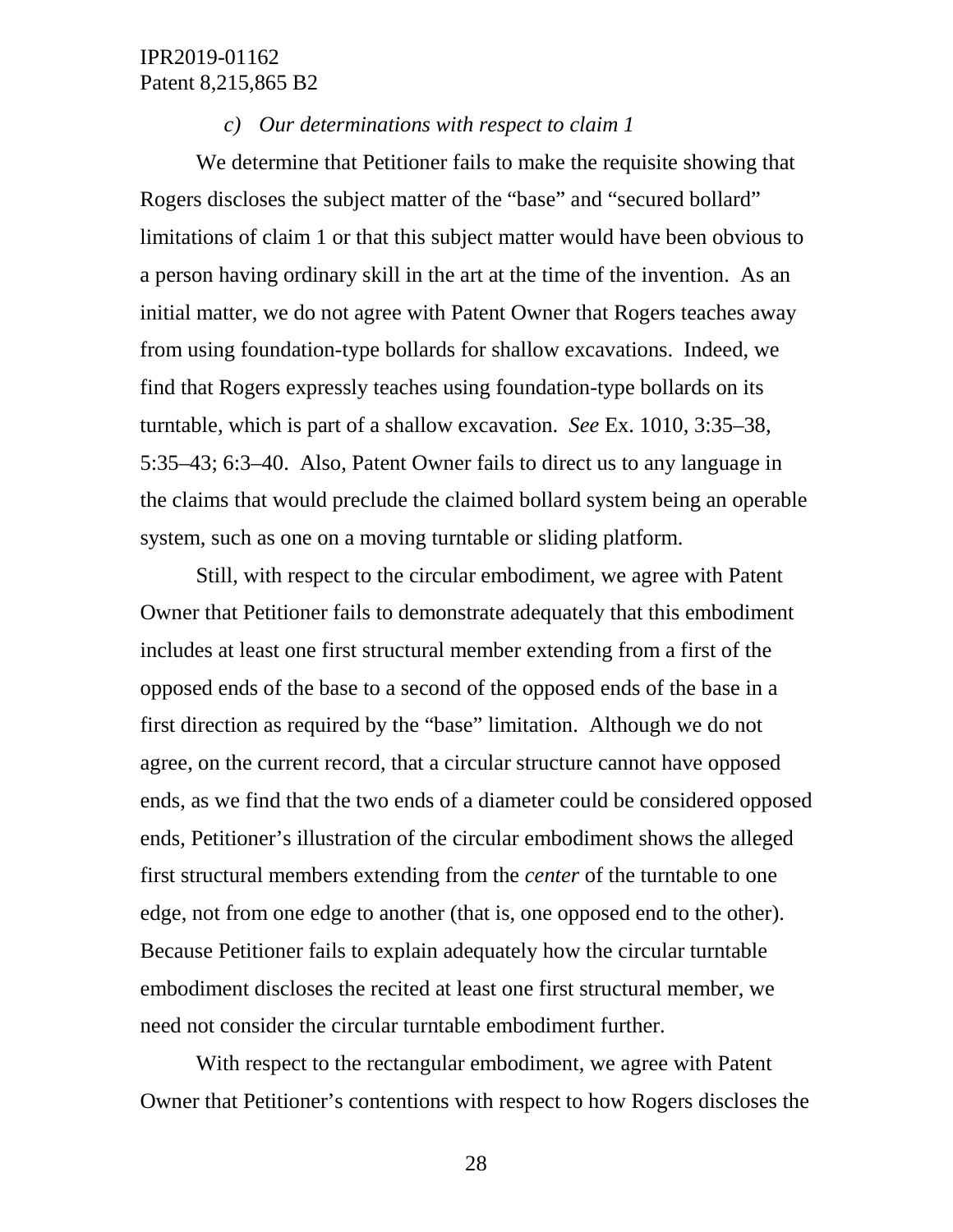*c) Our determinations with respect to claim 1*

We determine that Petitioner fails to make the requisite showing that Rogers discloses the subject matter of the "base" and "secured bollard" limitations of claim 1 or that this subject matter would have been obvious to a person having ordinary skill in the art at the time of the invention. As an initial matter, we do not agree with Patent Owner that Rogers teaches away from using foundation-type bollards for shallow excavations. Indeed, we find that Rogers expressly teaches using foundation-type bollards on its turntable, which is part of a shallow excavation. *See* Ex. 1010, 3:35–38, 5:35–43; 6:3–40. Also, Patent Owner fails to direct us to any language in the claims that would preclude the claimed bollard system being an operable system, such as one on a moving turntable or sliding platform.

Still, with respect to the circular embodiment, we agree with Patent Owner that Petitioner fails to demonstrate adequately that this embodiment includes at least one first structural member extending from a first of the opposed ends of the base to a second of the opposed ends of the base in a first direction as required by the "base" limitation. Although we do not agree, on the current record, that a circular structure cannot have opposed ends, as we find that the two ends of a diameter could be considered opposed ends, Petitioner's illustration of the circular embodiment shows the alleged first structural members extending from the *center* of the turntable to one edge, not from one edge to another (that is, one opposed end to the other). Because Petitioner fails to explain adequately how the circular turntable embodiment discloses the recited at least one first structural member, we need not consider the circular turntable embodiment further.

With respect to the rectangular embodiment, we agree with Patent Owner that Petitioner's contentions with respect to how Rogers discloses the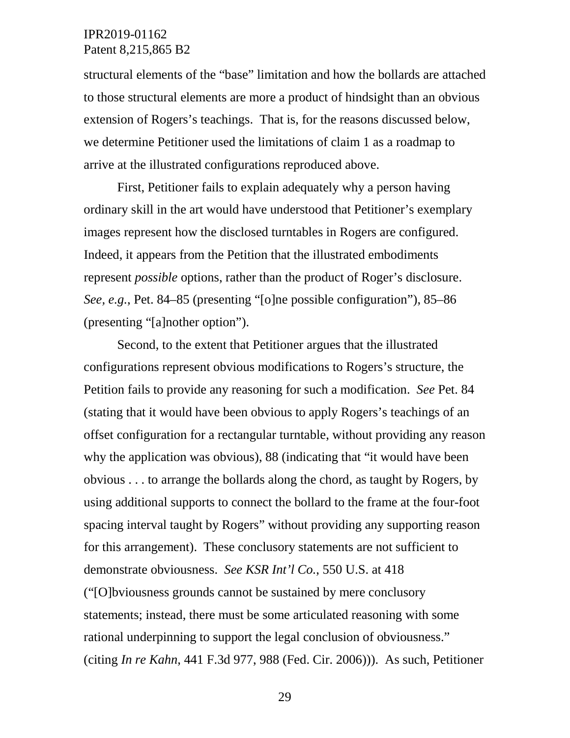structural elements of the "base" limitation and how the bollards are attached to those structural elements are more a product of hindsight than an obvious extension of Rogers's teachings. That is, for the reasons discussed below, we determine Petitioner used the limitations of claim 1 as a roadmap to arrive at the illustrated configurations reproduced above.

First, Petitioner fails to explain adequately why a person having ordinary skill in the art would have understood that Petitioner's exemplary images represent how the disclosed turntables in Rogers are configured. Indeed, it appears from the Petition that the illustrated embodiments represent *possible* options, rather than the product of Roger's disclosure. *See, e.g.*, Pet. 84–85 (presenting "[o]ne possible configuration"), 85–86 (presenting "[a]nother option").

Second, to the extent that Petitioner argues that the illustrated configurations represent obvious modifications to Rogers's structure, the Petition fails to provide any reasoning for such a modification. *See* Pet. 84 (stating that it would have been obvious to apply Rogers's teachings of an offset configuration for a rectangular turntable, without providing any reason why the application was obvious), 88 (indicating that "it would have been obvious . . . to arrange the bollards along the chord, as taught by Rogers, by using additional supports to connect the bollard to the frame at the four-foot spacing interval taught by Rogers" without providing any supporting reason for this arrangement). These conclusory statements are not sufficient to demonstrate obviousness. *See KSR Int'l Co.*, 550 U.S. at 418 ("[O]bviousness grounds cannot be sustained by mere conclusory statements; instead, there must be some articulated reasoning with some rational underpinning to support the legal conclusion of obviousness." (citing *In re Kahn*, 441 F.3d 977, 988 (Fed. Cir. 2006))). As such, Petitioner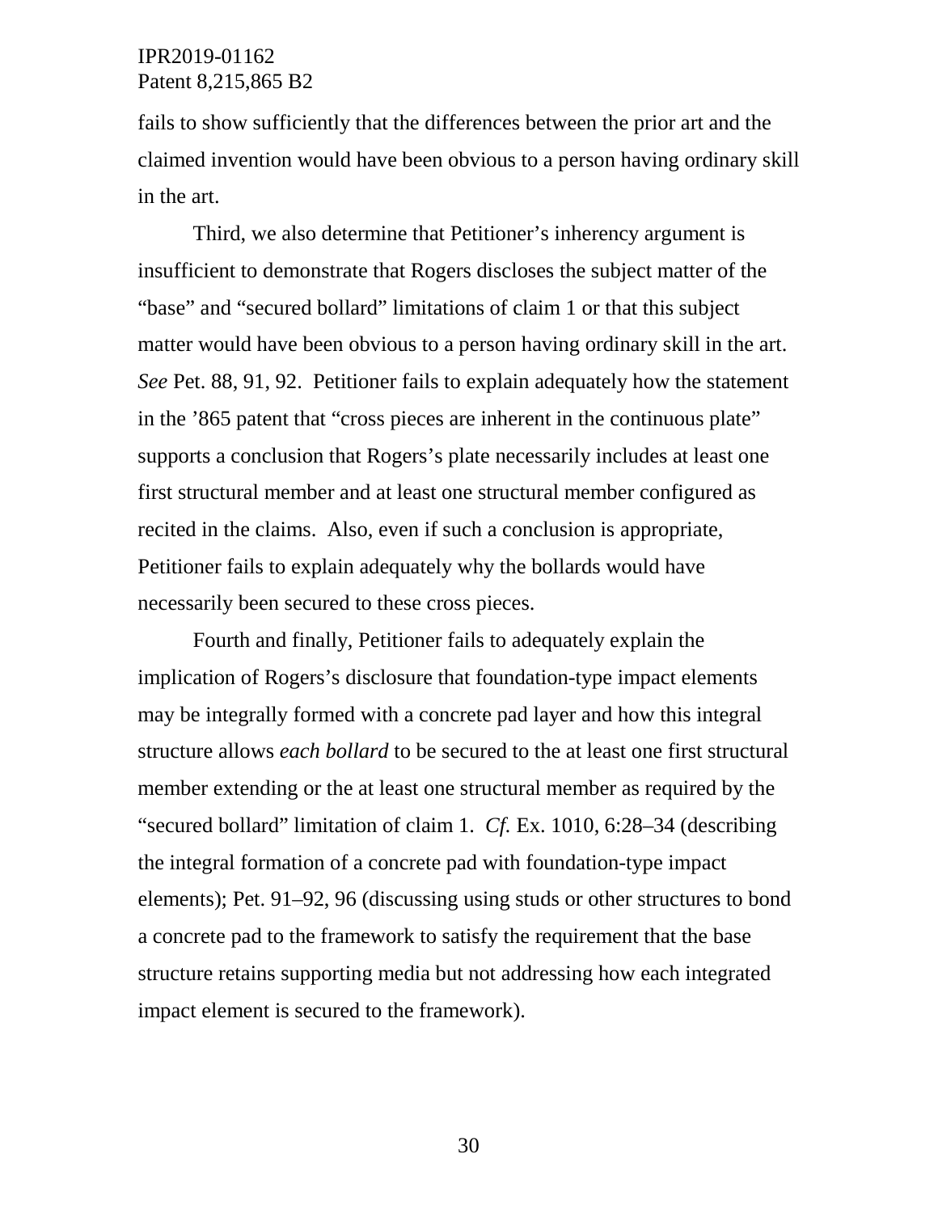fails to show sufficiently that the differences between the prior art and the claimed invention would have been obvious to a person having ordinary skill in the art.

Third, we also determine that Petitioner's inherency argument is insufficient to demonstrate that Rogers discloses the subject matter of the "base" and "secured bollard" limitations of claim 1 or that this subject matter would have been obvious to a person having ordinary skill in the art. *See* Pet. 88, 91, 92. Petitioner fails to explain adequately how the statement in the '865 patent that "cross pieces are inherent in the continuous plate" supports a conclusion that Rogers's plate necessarily includes at least one first structural member and at least one structural member configured as recited in the claims. Also, even if such a conclusion is appropriate, Petitioner fails to explain adequately why the bollards would have necessarily been secured to these cross pieces.

Fourth and finally, Petitioner fails to adequately explain the implication of Rogers's disclosure that foundation-type impact elements may be integrally formed with a concrete pad layer and how this integral structure allows *each bollard* to be secured to the at least one first structural member extending or the at least one structural member as required by the "secured bollard" limitation of claim 1. *Cf.* Ex. 1010, 6:28–34 (describing the integral formation of a concrete pad with foundation-type impact elements); Pet. 91–92, 96 (discussing using studs or other structures to bond a concrete pad to the framework to satisfy the requirement that the base structure retains supporting media but not addressing how each integrated impact element is secured to the framework).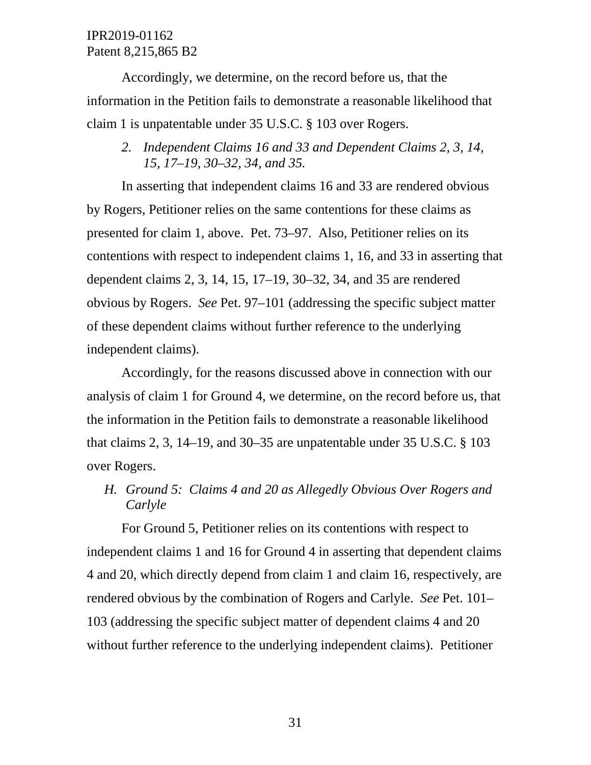Accordingly, we determine, on the record before us, that the information in the Petition fails to demonstrate a reasonable likelihood that claim 1 is unpatentable under 35 U.S.C. § 103 over Rogers.

*2. Independent Claims 16 and 33 and Dependent Claims 2, 3, 14, 15, 17–19, 30–32, 34, and 35.*

In asserting that independent claims 16 and 33 are rendered obvious by Rogers, Petitioner relies on the same contentions for these claims as presented for claim 1, above. Pet. 73–97. Also, Petitioner relies on its contentions with respect to independent claims 1, 16, and 33 in asserting that dependent claims 2, 3, 14, 15, 17–19, 30–32, 34, and 35 are rendered obvious by Rogers. *See* Pet. 97–101 (addressing the specific subject matter of these dependent claims without further reference to the underlying independent claims).

Accordingly, for the reasons discussed above in connection with our analysis of claim 1 for Ground 4, we determine, on the record before us, that the information in the Petition fails to demonstrate a reasonable likelihood that claims 2, 3, 14–19, and 30–35 are unpatentable under 35 U.S.C. § 103 over Rogers.

*H. Ground 5: Claims 4 and 20 as Allegedly Obvious Over Rogers and Carlyle*

For Ground 5, Petitioner relies on its contentions with respect to independent claims 1 and 16 for Ground 4 in asserting that dependent claims 4 and 20, which directly depend from claim 1 and claim 16, respectively, are rendered obvious by the combination of Rogers and Carlyle. *See* Pet. 101–103 (addressing the specific subject matter of dependent claims 4 and 20 without further reference to the underlying independent claims). Petitioner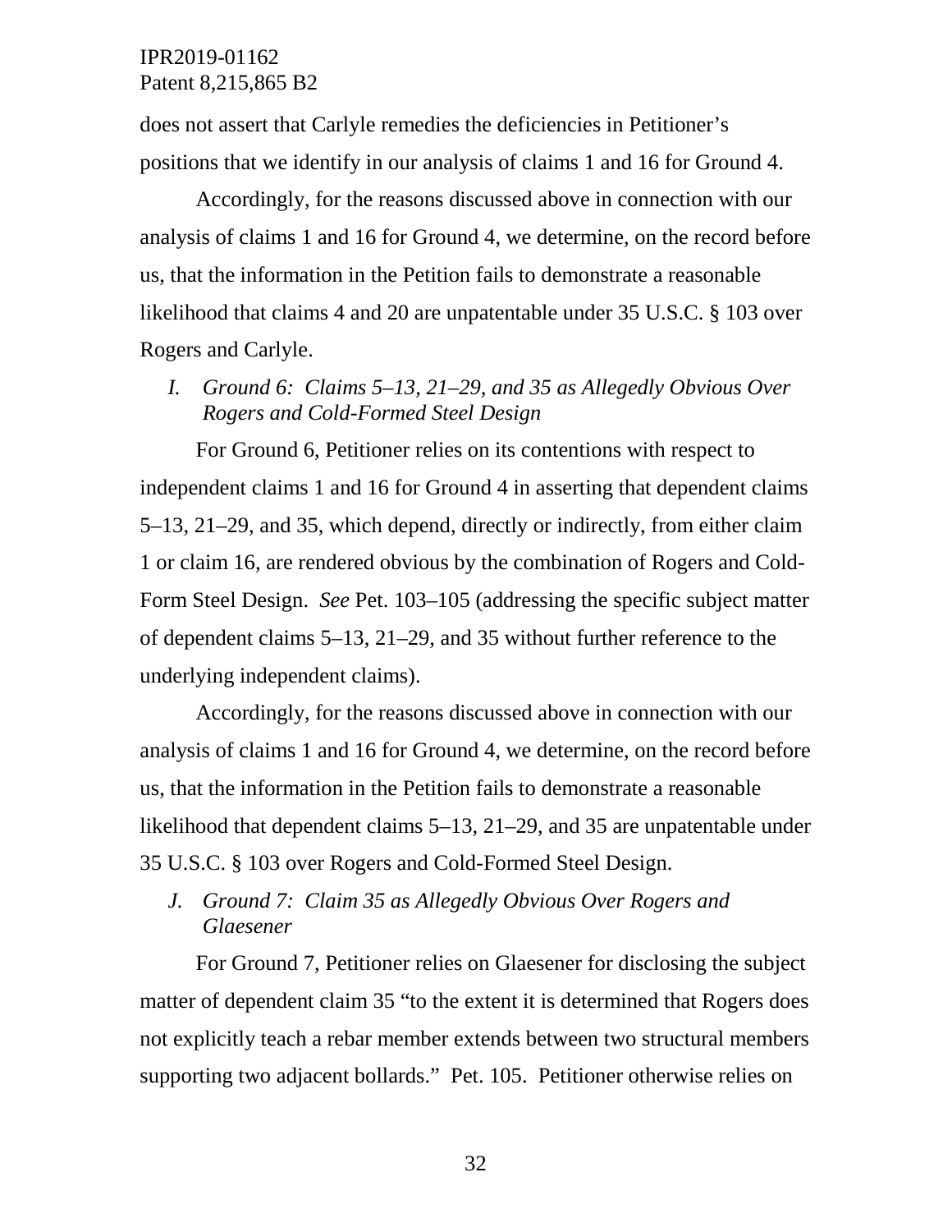does not assert that Carlyle remedies the deficiencies in Petitioner's positions that we identify in our analysis of claims 1 and 16 for Ground 4.

Accordingly, for the reasons discussed above in connection with our analysis of claims 1 and 16 for Ground 4, we determine, on the record before us, that the information in the Petition fails to demonstrate a reasonable likelihood that claims 4 and 20 are unpatentable under 35 U.S.C. § 103 over Rogers and Carlyle.

### *I. Ground 6: Claims 5–13, 21–29, and 35 as Allegedly Obvious Over Rogers and Cold-Formed Steel Design*

For Ground 6, Petitioner relies on its contentions with respect to independent claims 1 and 16 for Ground 4 in asserting that dependent claims 5–13, 21–29, and 35, which depend, directly or indirectly, from either claim 1 or claim 16, are rendered obvious by the combination of Rogers and Cold-Form Steel Design. *See* Pet. 103–105 (addressing the specific subject matter of dependent claims 5–13, 21–29, and 35 without further reference to the underlying independent claims).

Accordingly, for the reasons discussed above in connection with our analysis of claims 1 and 16 for Ground 4, we determine, on the record before us, that the information in the Petition fails to demonstrate a reasonable likelihood that dependent claims 5–13, 21–29, and 35 are unpatentable under 35 U.S.C. § 103 over Rogers and Cold-Formed Steel Design.

### *J. Ground 7: Claim 35 as Allegedly Obvious Over Rogers and Glaesener*

For Ground 7, Petitioner relies on Glaesener for disclosing the subject matter of dependent claim 35 "to the extent it is determined that Rogers does not explicitly teach a rebar member extends between two structural members supporting two adjacent bollards." Pet. 105. Petitioner otherwise relies on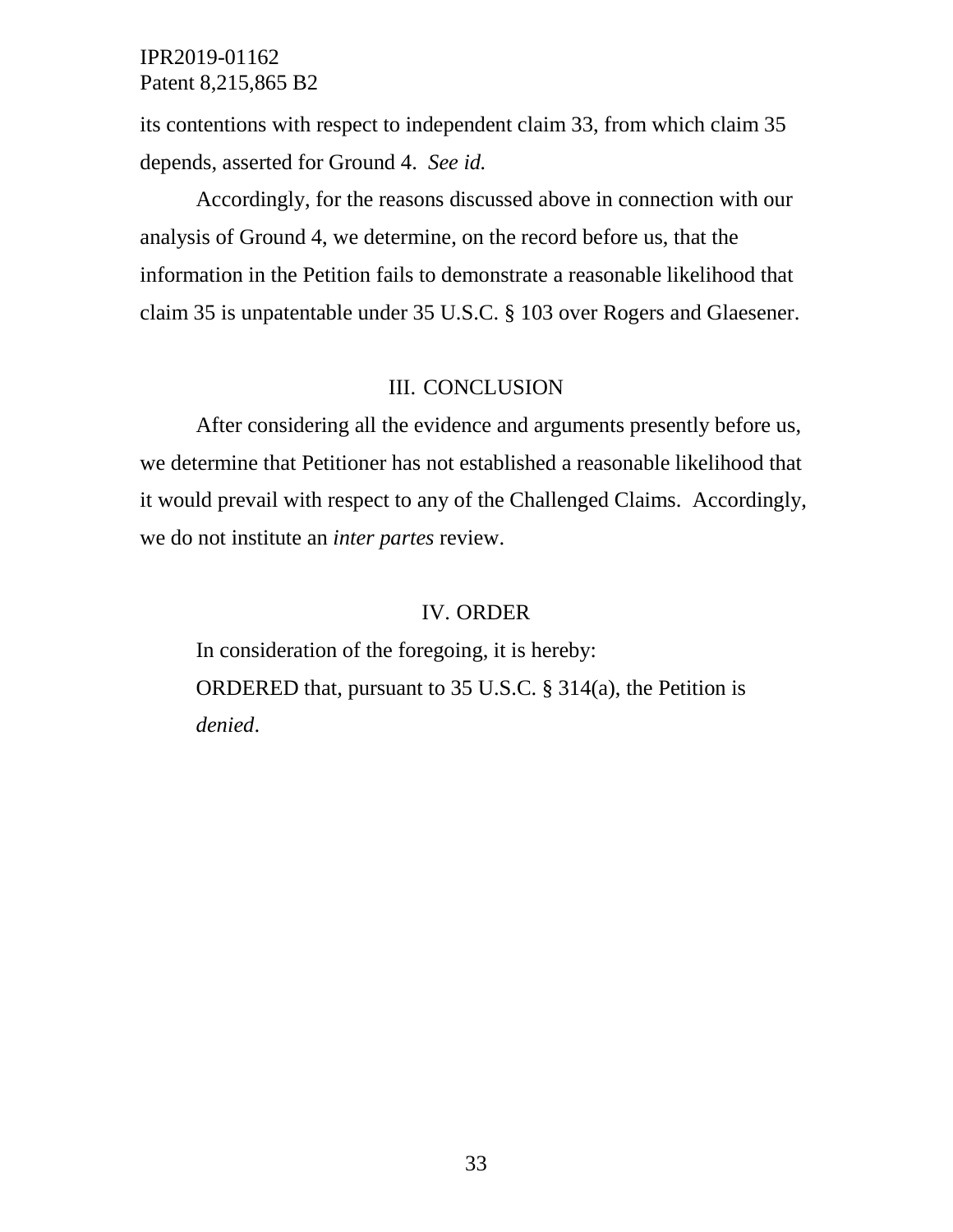its contentions with respect to independent claim 33, from which claim 35 depends, asserted for Ground 4. *See id.*

Accordingly, for the reasons discussed above in connection with our analysis of Ground 4, we determine, on the record before us, that the information in the Petition fails to demonstrate a reasonable likelihood that claim 35 is unpatentable under 35 U.S.C. § 103 over Rogers and Glaesener.

## III. CONCLUSION

After considering all the evidence and arguments presently before us, we determine that Petitioner has not established a reasonable likelihood that it would prevail with respect to any of the Challenged Claims. Accordingly, we do not institute an *inter partes* review.

## IV. ORDER

In consideration of the foregoing, it is hereby:

ORDERED that, pursuant to 35 U.S.C. § 314(a), the Petition is *denied*.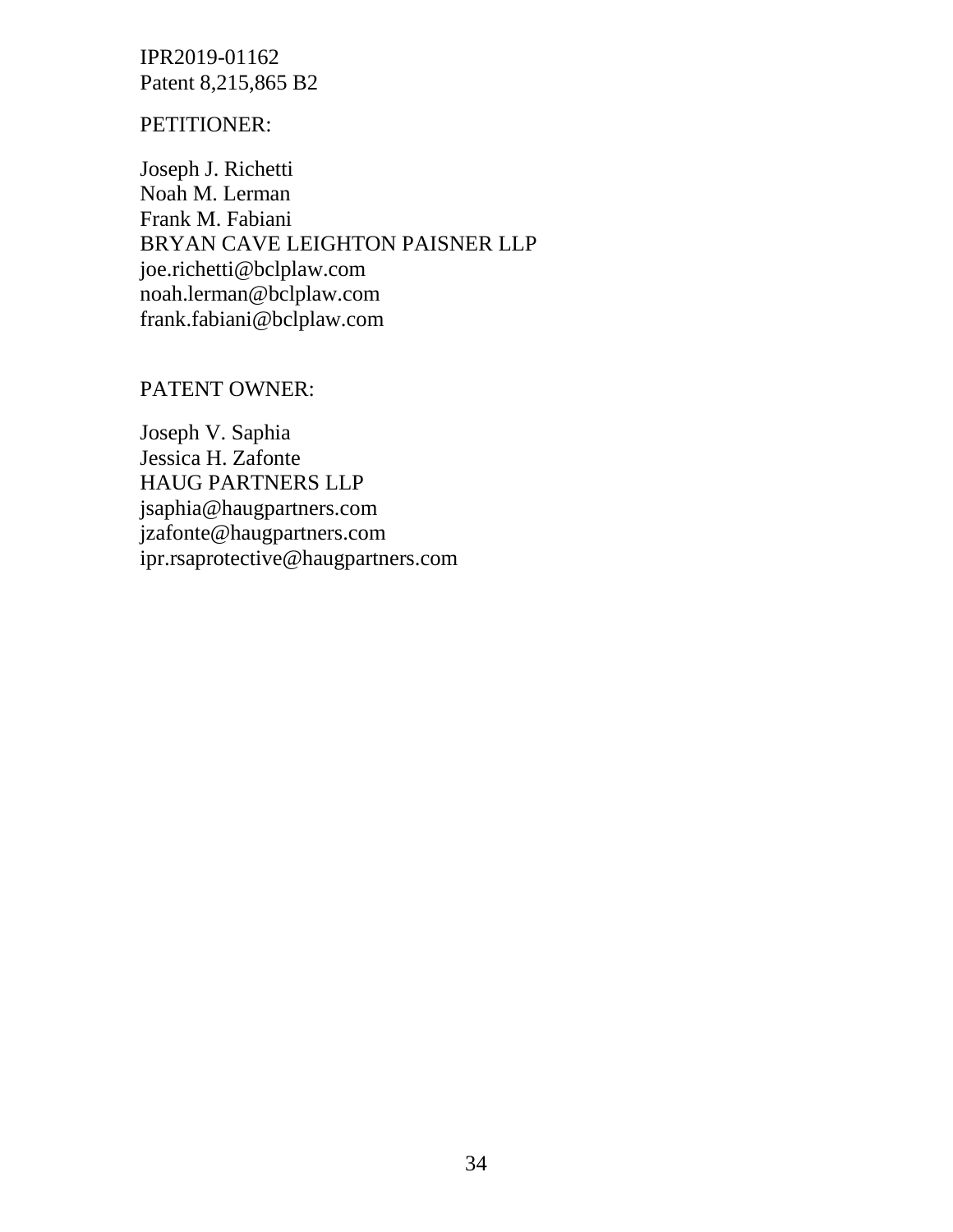PETITIONER:

Joseph J. Richetti
Noah M. Lerman
Frank M. Fabiani
BRYAN CAVE LEIGHTON PAISNER LLP
joe.richetti@bclplaw.com
noah.lerman@bclplaw.com
frank.fabiani@bclplaw.com

PATENT OWNER:

Joseph V. Saphia
Jessica H. Zafonte
HAUG PARTNERS LLP
jsaphia@haugpartners.com
jzafonte@haugpartners.com
ipr.rsaprotective@haugpartners.com